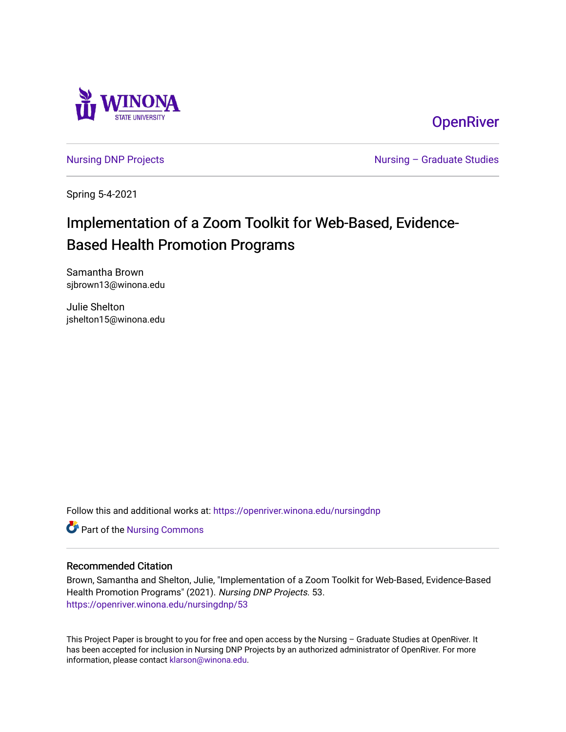Winona State University

OpenRiver

Nursing DNP Projects

Nursing – Graduate Studies

Spring 5-4-2021

# Implementation of a Zoom Toolkit for Web-Based, Evidence-Based Health Promotion Programs

Samantha Brown
sjbrown13@winona.edu

Julie Shelton
jshelton15@winona.edu

Follow this and additional works at: https://openriver.winona.edu/nursingdnp

Part of the Nursing Commons

## Recommended Citation

Brown, Samantha and Shelton, Julie, "Implementation of a Zoom Toolkit for Web-Based, Evidence-Based Health Promotion Programs" (2021). *Nursing DNP Projects*. 53.
https://openriver.winona.edu/nursingdnp/53

This Project Paper is brought to you for free and open access by the Nursing – Graduate Studies at OpenRiver. It has been accepted for inclusion in Nursing DNP Projects by an authorized administrator of OpenRiver. For more information, please contact klarson@winona.edu.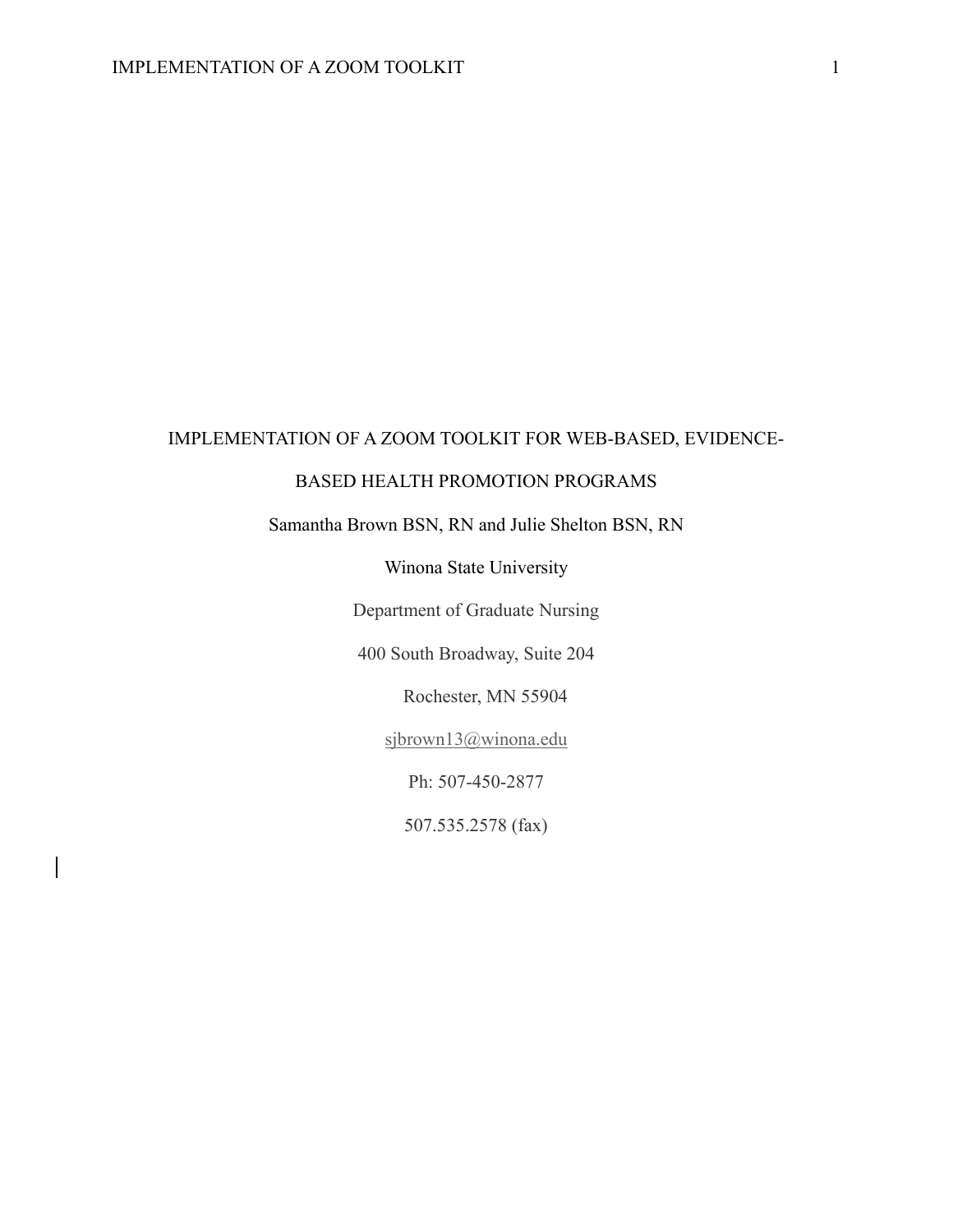IMPLEMENTATION OF A ZOOM TOOLKIT FOR WEB-BASED, EVIDENCE-BASED HEALTH PROMOTION PROGRAMS

Samantha Brown BSN, RN and Julie Shelton BSN, RN

Winona State University

Department of Graduate Nursing

400 South Broadway, Suite 204

Rochester, MN 55904

sjbrown13@winona.edu

Ph: 507-450-2877

507.535.2578 (fax)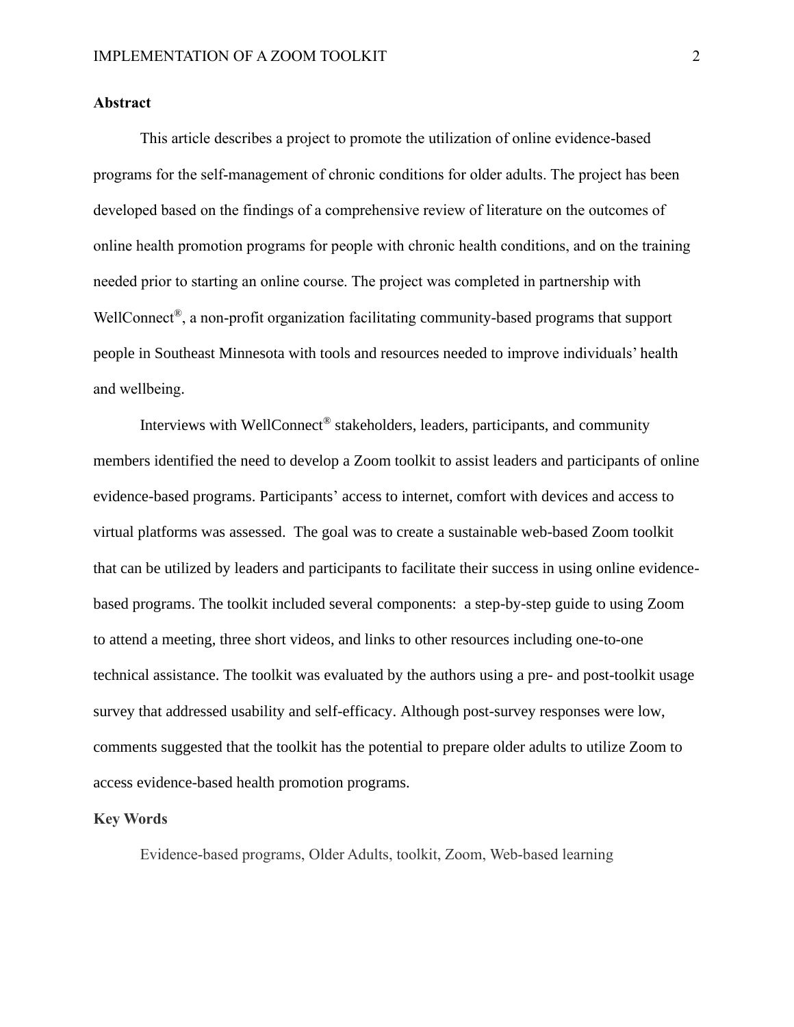## Abstract

This article describes a project to promote the utilization of online evidence-based programs for the self-management of chronic conditions for older adults. The project has been developed based on the findings of a comprehensive review of literature on the outcomes of online health promotion programs for people with chronic health conditions, and on the training needed prior to starting an online course. The project was completed in partnership with WellConnect®, a non-profit organization facilitating community-based programs that support people in Southeast Minnesota with tools and resources needed to improve individuals' health and wellbeing.

Interviews with WellConnect® stakeholders, leaders, participants, and community members identified the need to develop a Zoom toolkit to assist leaders and participants of online evidence-based programs. Participants' access to internet, comfort with devices and access to virtual platforms was assessed. The goal was to create a sustainable web-based Zoom toolkit that can be utilized by leaders and participants to facilitate their success in using online evidence-based programs. The toolkit included several components: a step-by-step guide to using Zoom to attend a meeting, three short videos, and links to other resources including one-to-one technical assistance. The toolkit was evaluated by the authors using a pre- and post-toolkit usage survey that addressed usability and self-efficacy. Although post-survey responses were low, comments suggested that the toolkit has the potential to prepare older adults to utilize Zoom to access evidence-based health promotion programs.

## Key Words

Evidence-based programs, Older Adults, toolkit, Zoom, Web-based learning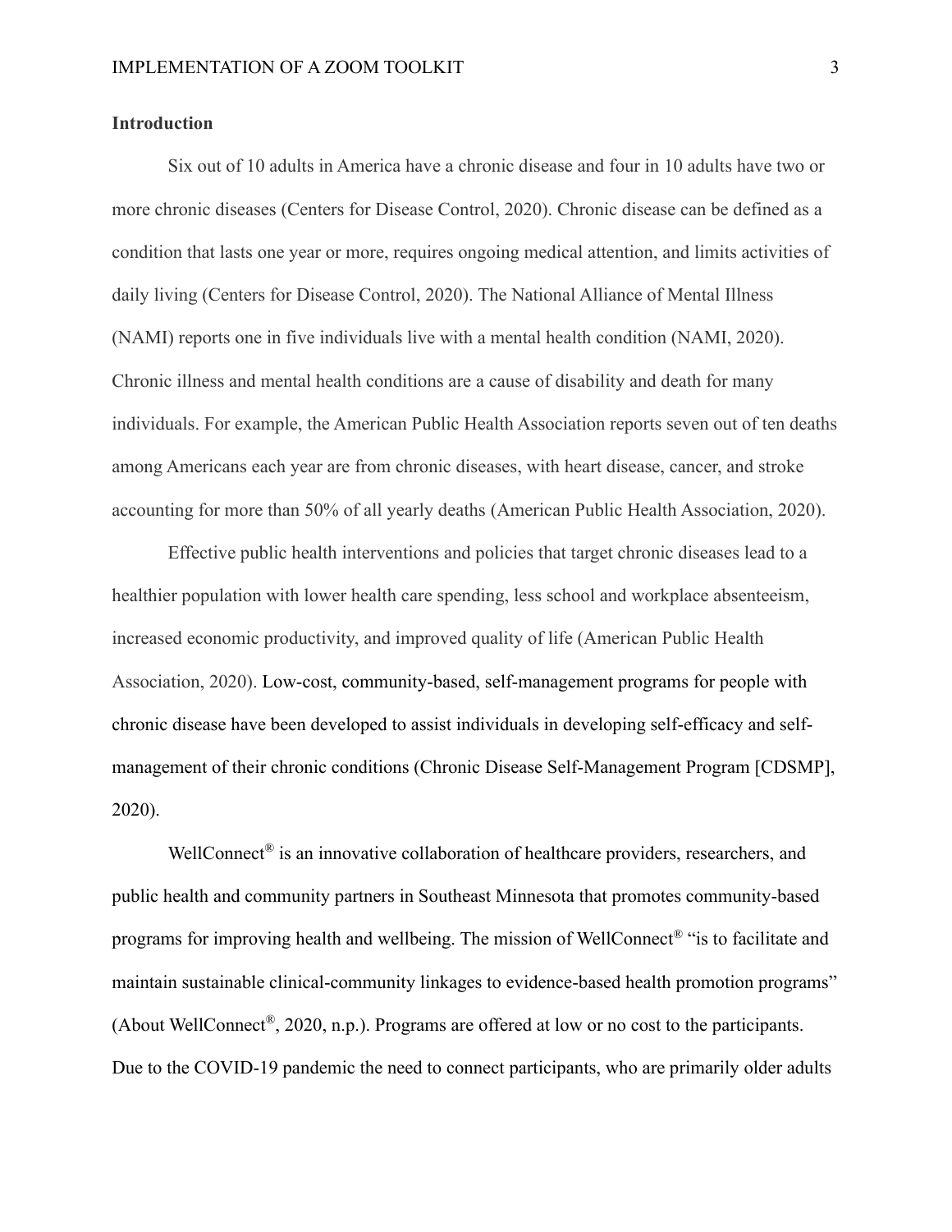## Introduction

Six out of 10 adults in America have a chronic disease and four in 10 adults have two or more chronic diseases (Centers for Disease Control, 2020). Chronic disease can be defined as a condition that lasts one year or more, requires ongoing medical attention, and limits activities of daily living (Centers for Disease Control, 2020). The National Alliance of Mental Illness (NAMI) reports one in five individuals live with a mental health condition (NAMI, 2020). Chronic illness and mental health conditions are a cause of disability and death for many individuals. For example, the American Public Health Association reports seven out of ten deaths among Americans each year are from chronic diseases, with heart disease, cancer, and stroke accounting for more than 50% of all yearly deaths (American Public Health Association, 2020).

Effective public health interventions and policies that target chronic diseases lead to a healthier population with lower health care spending, less school and workplace absenteeism, increased economic productivity, and improved quality of life (American Public Health Association, 2020). Low-cost, community-based, self-management programs for people with chronic disease have been developed to assist individuals in developing self-efficacy and self-management of their chronic conditions (Chronic Disease Self-Management Program [CDSMP], 2020).

WellConnect® is an innovative collaboration of healthcare providers, researchers, and public health and community partners in Southeast Minnesota that promotes community-based programs for improving health and wellbeing. The mission of WellConnect® "is to facilitate and maintain sustainable clinical-community linkages to evidence-based health promotion programs" (About WellConnect®, 2020, n.p.). Programs are offered at low or no cost to the participants. Due to the COVID-19 pandemic the need to connect participants, who are primarily older adults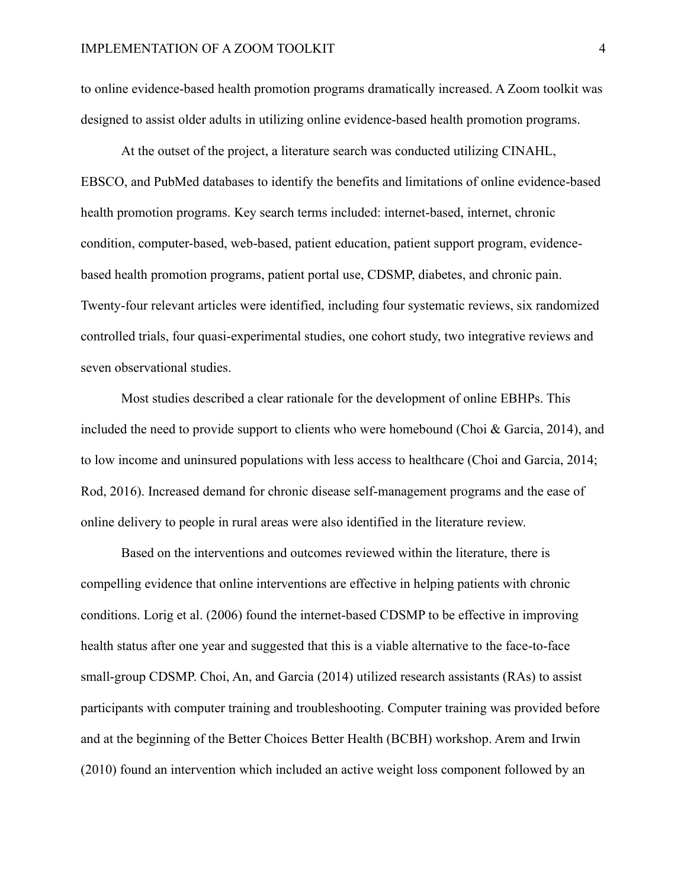to online evidence-based health promotion programs dramatically increased. A Zoom toolkit was designed to assist older adults in utilizing online evidence-based health promotion programs.

At the outset of the project, a literature search was conducted utilizing CINAHL, EBSCO, and PubMed databases to identify the benefits and limitations of online evidence-based health promotion programs. Key search terms included: internet-based, internet, chronic condition, computer-based, web-based, patient education, patient support program, evidence-based health promotion programs, patient portal use, CDSMP, diabetes, and chronic pain. Twenty-four relevant articles were identified, including four systematic reviews, six randomized controlled trials, four quasi-experimental studies, one cohort study, two integrative reviews and seven observational studies.

Most studies described a clear rationale for the development of online EBHPs. This included the need to provide support to clients who were homebound (Choi & Garcia, 2014), and to low income and uninsured populations with less access to healthcare (Choi and Garcia, 2014; Rod, 2016). Increased demand for chronic disease self-management programs and the ease of online delivery to people in rural areas were also identified in the literature review.

Based on the interventions and outcomes reviewed within the literature, there is compelling evidence that online interventions are effective in helping patients with chronic conditions. Lorig et al. (2006) found the internet-based CDSMP to be effective in improving health status after one year and suggested that this is a viable alternative to the face-to-face small-group CDSMP. Choi, An, and Garcia (2014) utilized research assistants (RAs) to assist participants with computer training and troubleshooting. Computer training was provided before and at the beginning of the Better Choices Better Health (BCBH) workshop. Arem and Irwin (2010) found an intervention which included an active weight loss component followed by an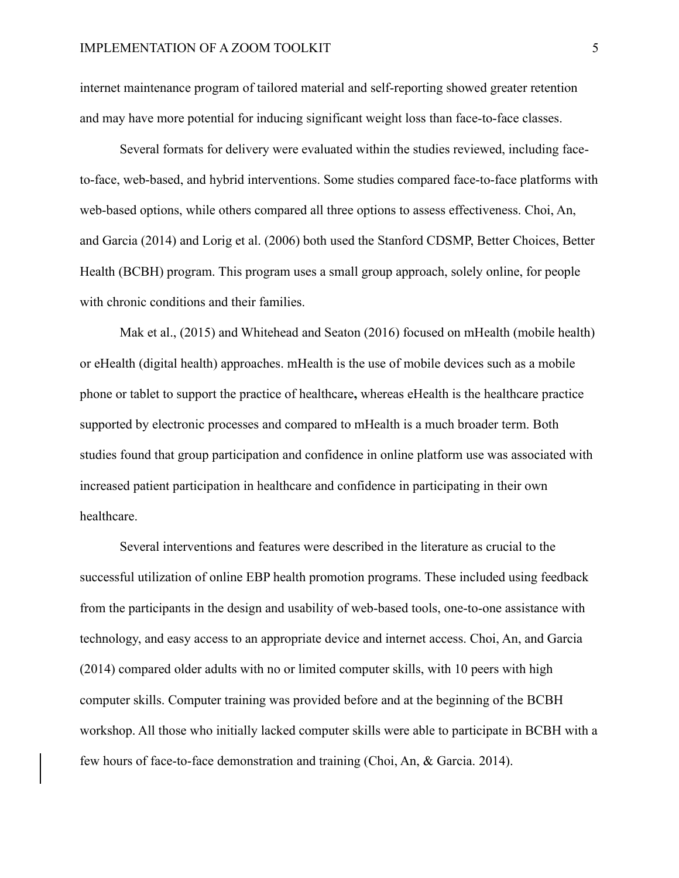internet maintenance program of tailored material and self-reporting showed greater retention and may have more potential for inducing significant weight loss than face-to-face classes.

Several formats for delivery were evaluated within the studies reviewed, including face-to-face, web-based, and hybrid interventions. Some studies compared face-to-face platforms with web-based options, while others compared all three options to assess effectiveness. Choi, An, and Garcia (2014) and Lorig et al. (2006) both used the Stanford CDSMP, Better Choices, Better Health (BCBH) program. This program uses a small group approach, solely online, for people with chronic conditions and their families.

Mak et al., (2015) and Whitehead and Seaton (2016) focused on mHealth (mobile health) or eHealth (digital health) approaches. mHealth is the use of mobile devices such as a mobile phone or tablet to support the practice of healthcare**,** whereas eHealth is the healthcare practice supported by electronic processes and compared to mHealth is a much broader term. Both studies found that group participation and confidence in online platform use was associated with increased patient participation in healthcare and confidence in participating in their own healthcare.

Several interventions and features were described in the literature as crucial to the successful utilization of online EBP health promotion programs. These included using feedback from the participants in the design and usability of web-based tools, one-to-one assistance with technology, and easy access to an appropriate device and internet access. Choi, An, and Garcia (2014) compared older adults with no or limited computer skills, with 10 peers with high computer skills. Computer training was provided before and at the beginning of the BCBH workshop. All those who initially lacked computer skills were able to participate in BCBH with a few hours of face-to-face demonstration and training (Choi, An, & Garcia. 2014).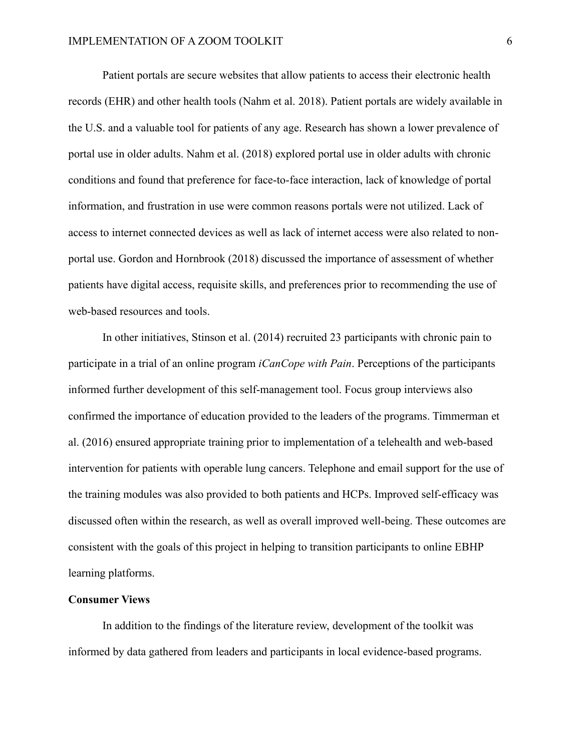Patient portals are secure websites that allow patients to access their electronic health records (EHR) and other health tools (Nahm et al. 2018). Patient portals are widely available in the U.S. and a valuable tool for patients of any age. Research has shown a lower prevalence of portal use in older adults. Nahm et al. (2018) explored portal use in older adults with chronic conditions and found that preference for face-to-face interaction, lack of knowledge of portal information, and frustration in use were common reasons portals were not utilized. Lack of access to internet connected devices as well as lack of internet access were also related to non-portal use. Gordon and Hornbrook (2018) discussed the importance of assessment of whether patients have digital access, requisite skills, and preferences prior to recommending the use of web-based resources and tools.

In other initiatives, Stinson et al. (2014) recruited 23 participants with chronic pain to participate in a trial of an online program *iCanCope with Pain*. Perceptions of the participants informed further development of this self-management tool. Focus group interviews also confirmed the importance of education provided to the leaders of the programs. Timmerman et al. (2016) ensured appropriate training prior to implementation of a telehealth and web-based intervention for patients with operable lung cancers. Telephone and email support for the use of the training modules was also provided to both patients and HCPs. Improved self-efficacy was discussed often within the research, as well as overall improved well-being. These outcomes are consistent with the goals of this project in helping to transition participants to online EBHP learning platforms.

**Consumer Views**

In addition to the findings of the literature review, development of the toolkit was informed by data gathered from leaders and participants in local evidence-based programs.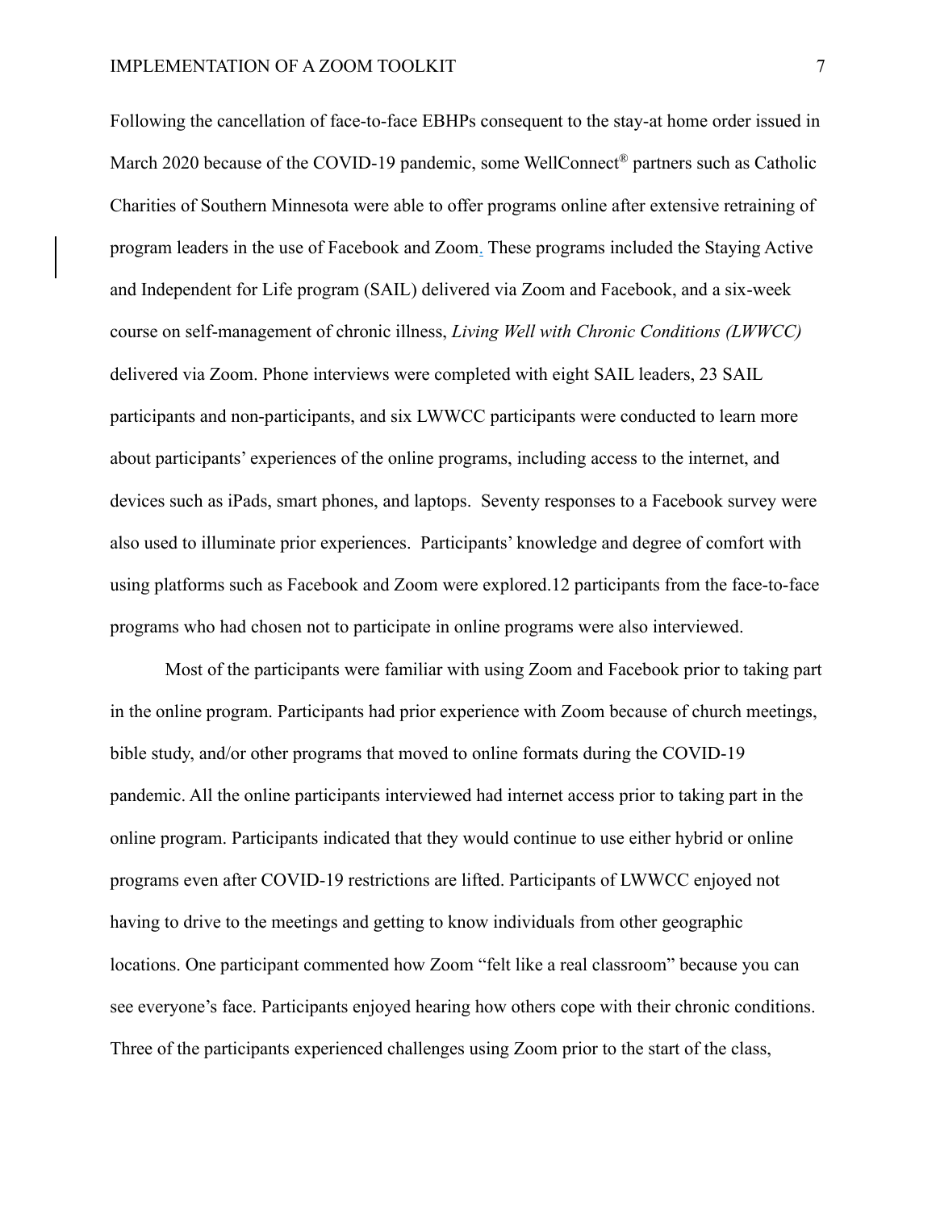Following the cancellation of face-to-face EBHPs consequent to the stay-at home order issued in March 2020 because of the COVID-19 pandemic, some WellConnect® partners such as Catholic Charities of Southern Minnesota were able to offer programs online after extensive retraining of program leaders in the use of Facebook and Zoom. These programs included the Staying Active and Independent for Life program (SAIL) delivered via Zoom and Facebook, and a six-week course on self-management of chronic illness, *Living Well with Chronic Conditions (LWWCC)* delivered via Zoom. Phone interviews were completed with eight SAIL leaders, 23 SAIL participants and non-participants, and six LWWCC participants were conducted to learn more about participants' experiences of the online programs, including access to the internet, and devices such as iPads, smart phones, and laptops.  Seventy responses to a Facebook survey were also used to illuminate prior experiences.  Participants' knowledge and degree of comfort with using platforms such as Facebook and Zoom were explored.12 participants from the face-to-face programs who had chosen not to participate in online programs were also interviewed.

Most of the participants were familiar with using Zoom and Facebook prior to taking part in the online program. Participants had prior experience with Zoom because of church meetings, bible study, and/or other programs that moved to online formats during the COVID-19 pandemic. All the online participants interviewed had internet access prior to taking part in the online program. Participants indicated that they would continue to use either hybrid or online programs even after COVID-19 restrictions are lifted. Participants of LWWCC enjoyed not having to drive to the meetings and getting to know individuals from other geographic locations. One participant commented how Zoom "felt like a real classroom" because you can see everyone's face. Participants enjoyed hearing how others cope with their chronic conditions. Three of the participants experienced challenges using Zoom prior to the start of the class,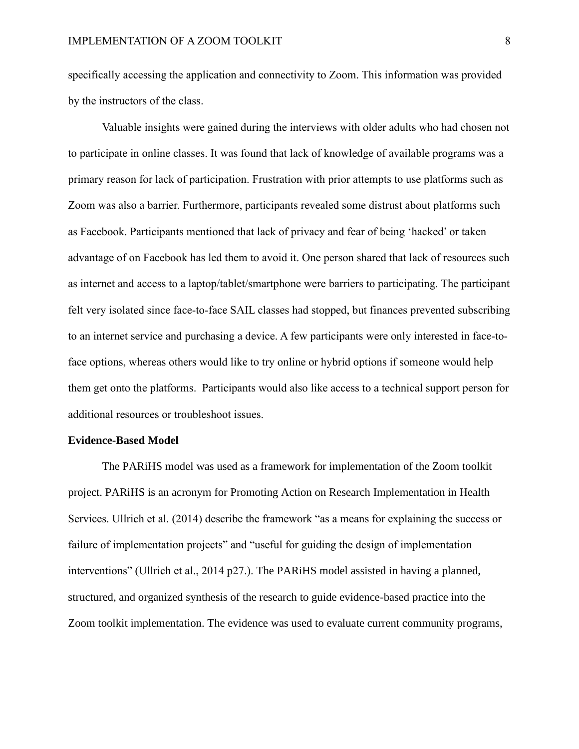specifically accessing the application and connectivity to Zoom. This information was provided by the instructors of the class.

Valuable insights were gained during the interviews with older adults who had chosen not to participate in online classes. It was found that lack of knowledge of available programs was a primary reason for lack of participation. Frustration with prior attempts to use platforms such as Zoom was also a barrier. Furthermore, participants revealed some distrust about platforms such as Facebook. Participants mentioned that lack of privacy and fear of being 'hacked' or taken advantage of on Facebook has led them to avoid it. One person shared that lack of resources such as internet and access to a laptop/tablet/smartphone were barriers to participating. The participant felt very isolated since face-to-face SAIL classes had stopped, but finances prevented subscribing to an internet service and purchasing a device. A few participants were only interested in face-to-face options, whereas others would like to try online or hybrid options if someone would help them get onto the platforms.  Participants would also like access to a technical support person for additional resources or troubleshoot issues.

**Evidence-Based Model**

The PARiHS model was used as a framework for implementation of the Zoom toolkit project. PARiHS is an acronym for Promoting Action on Research Implementation in Health Services. Ullrich et al. (2014) describe the framework "as a means for explaining the success or failure of implementation projects" and "useful for guiding the design of implementation interventions" (Ullrich et al., 2014 p27.). The PARiHS model assisted in having a planned, structured, and organized synthesis of the research to guide evidence-based practice into the Zoom toolkit implementation. The evidence was used to evaluate current community programs,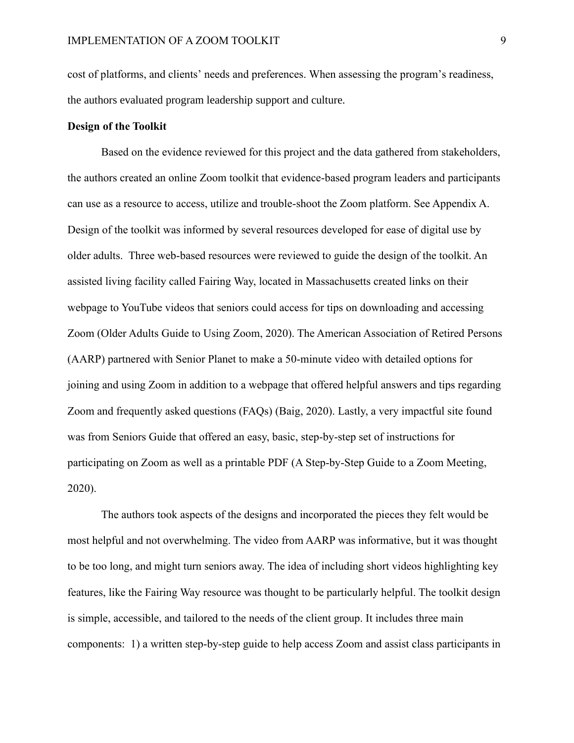cost of platforms, and clients' needs and preferences. When assessing the program's readiness, the authors evaluated program leadership support and culture.

**Design of the Toolkit**

Based on the evidence reviewed for this project and the data gathered from stakeholders, the authors created an online Zoom toolkit that evidence-based program leaders and participants can use as a resource to access, utilize and trouble-shoot the Zoom platform. See Appendix A. Design of the toolkit was informed by several resources developed for ease of digital use by older adults. Three web-based resources were reviewed to guide the design of the toolkit. An assisted living facility called Fairing Way, located in Massachusetts created links on their webpage to YouTube videos that seniors could access for tips on downloading and accessing Zoom (Older Adults Guide to Using Zoom, 2020). The American Association of Retired Persons (AARP) partnered with Senior Planet to make a 50-minute video with detailed options for joining and using Zoom in addition to a webpage that offered helpful answers and tips regarding Zoom and frequently asked questions (FAQs) (Baig, 2020). Lastly, a very impactful site found was from Seniors Guide that offered an easy, basic, step-by-step set of instructions for participating on Zoom as well as a printable PDF (A Step-by-Step Guide to a Zoom Meeting, 2020).

The authors took aspects of the designs and incorporated the pieces they felt would be most helpful and not overwhelming. The video from AARP was informative, but it was thought to be too long, and might turn seniors away. The idea of including short videos highlighting key features, like the Fairing Way resource was thought to be particularly helpful. The toolkit design is simple, accessible, and tailored to the needs of the client group. It includes three main components: 1) a written step-by-step guide to help access Zoom and assist class participants in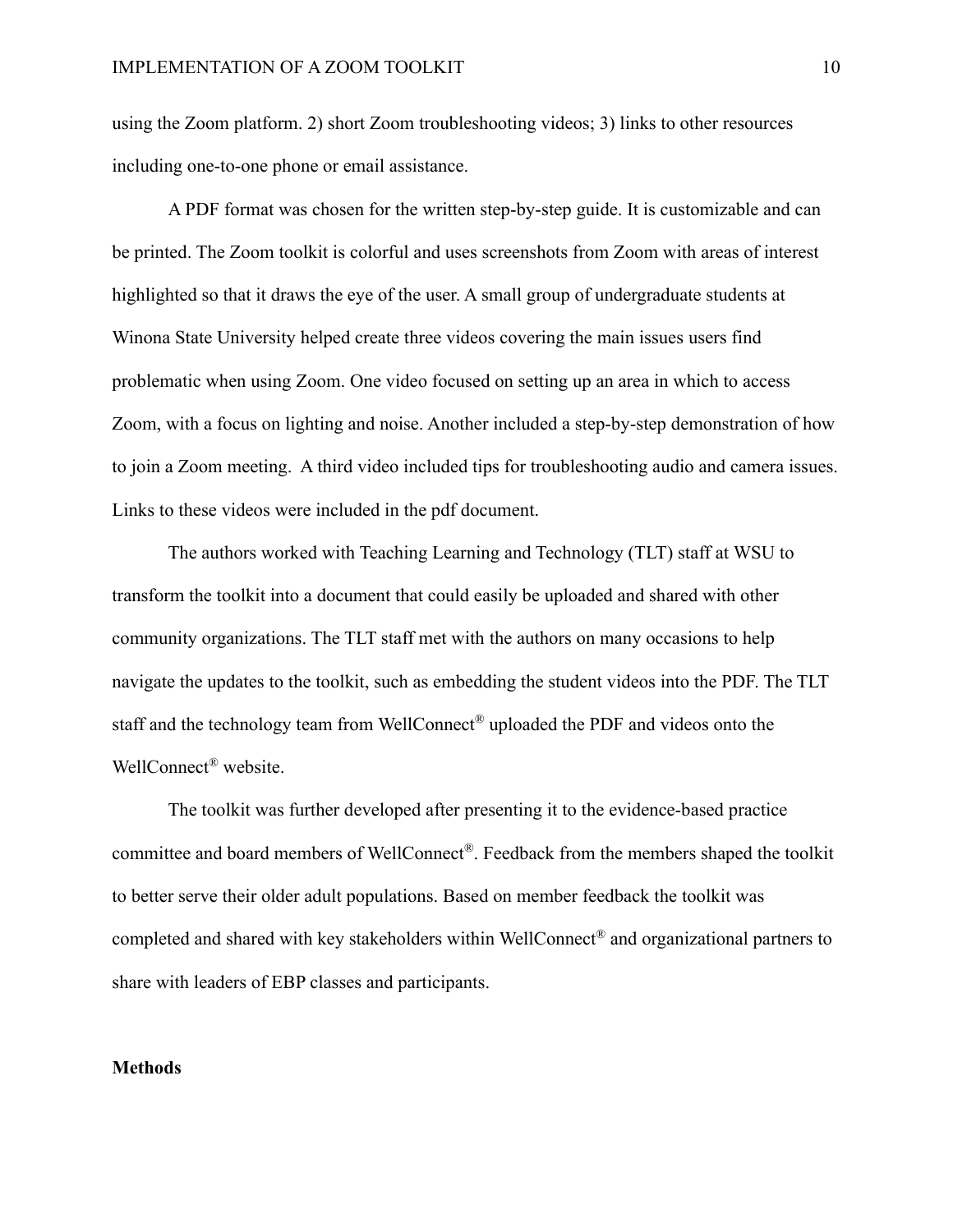using the Zoom platform. 2) short Zoom troubleshooting videos; 3) links to other resources including one-to-one phone or email assistance.

A PDF format was chosen for the written step-by-step guide. It is customizable and can be printed. The Zoom toolkit is colorful and uses screenshots from Zoom with areas of interest highlighted so that it draws the eye of the user. A small group of undergraduate students at Winona State University helped create three videos covering the main issues users find problematic when using Zoom. One video focused on setting up an area in which to access Zoom, with a focus on lighting and noise. Another included a step-by-step demonstration of how to join a Zoom meeting. A third video included tips for troubleshooting audio and camera issues. Links to these videos were included in the pdf document.

The authors worked with Teaching Learning and Technology (TLT) staff at WSU to transform the toolkit into a document that could easily be uploaded and shared with other community organizations. The TLT staff met with the authors on many occasions to help navigate the updates to the toolkit, such as embedding the student videos into the PDF. The TLT staff and the technology team from WellConnect® uploaded the PDF and videos onto the WellConnect® website.

The toolkit was further developed after presenting it to the evidence-based practice committee and board members of WellConnect®. Feedback from the members shaped the toolkit to better serve their older adult populations. Based on member feedback the toolkit was completed and shared with key stakeholders within WellConnect® and organizational partners to share with leaders of EBP classes and participants.

## Methods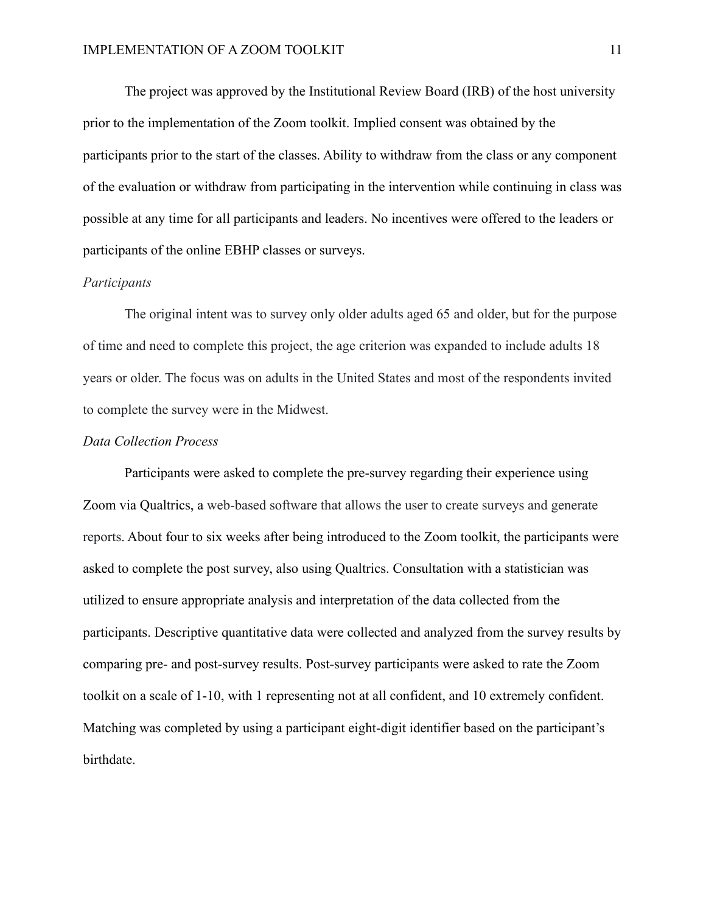The project was approved by the Institutional Review Board (IRB) of the host university prior to the implementation of the Zoom toolkit. Implied consent was obtained by the participants prior to the start of the classes. Ability to withdraw from the class or any component of the evaluation or withdraw from participating in the intervention while continuing in class was possible at any time for all participants and leaders. No incentives were offered to the leaders or participants of the online EBHP classes or surveys.

### *Participants*

The original intent was to survey only older adults aged 65 and older, but for the purpose of time and need to complete this project, the age criterion was expanded to include adults 18 years or older. The focus was on adults in the United States and most of the respondents invited to complete the survey were in the Midwest.

### *Data Collection Process*

Participants were asked to complete the pre-survey regarding their experience using Zoom via Qualtrics, a web-based software that allows the user to create surveys and generate reports. About four to six weeks after being introduced to the Zoom toolkit, the participants were asked to complete the post survey, also using Qualtrics. Consultation with a statistician was utilized to ensure appropriate analysis and interpretation of the data collected from the participants. Descriptive quantitative data were collected and analyzed from the survey results by comparing pre- and post-survey results. Post-survey participants were asked to rate the Zoom toolkit on a scale of 1-10, with 1 representing not at all confident, and 10 extremely confident. Matching was completed by using a participant eight-digit identifier based on the participant's birthdate.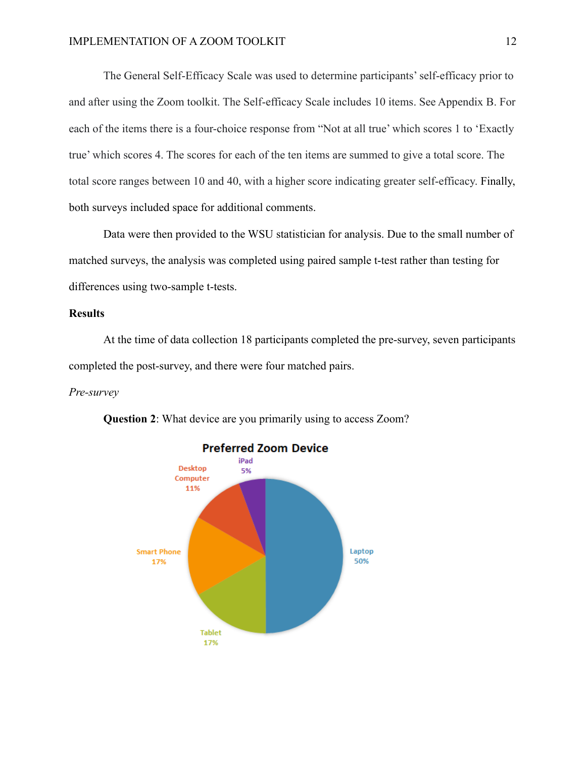The General Self-Efficacy Scale was used to determine participants' self-efficacy prior to and after using the Zoom toolkit. The Self-efficacy Scale includes 10 items. See Appendix B. For each of the items there is a four-choice response from "Not at all true' which scores 1 to 'Exactly true' which scores 4. The scores for each of the ten items are summed to give a total score. The total score ranges between 10 and 40, with a higher score indicating greater self-efficacy. Finally, both surveys included space for additional comments.

Data were then provided to the WSU statistician for analysis. Due to the small number of matched surveys, the analysis was completed using paired sample t-test rather than testing for differences using two-sample t-tests.

**Results**

At the time of data collection 18 participants completed the pre-survey, seven participants completed the post-survey, and there were four matched pairs.

*Pre-survey*

**Question 2**: What device are you primarily using to access Zoom?

**Preferred Zoom Device**

| Device | Percentage |
|---|---|
| Laptop | 50% |
| Smart Phone | 17% |
| Tablet | 17% |
| Desktop Computer | 11% |
| iPad | 5% |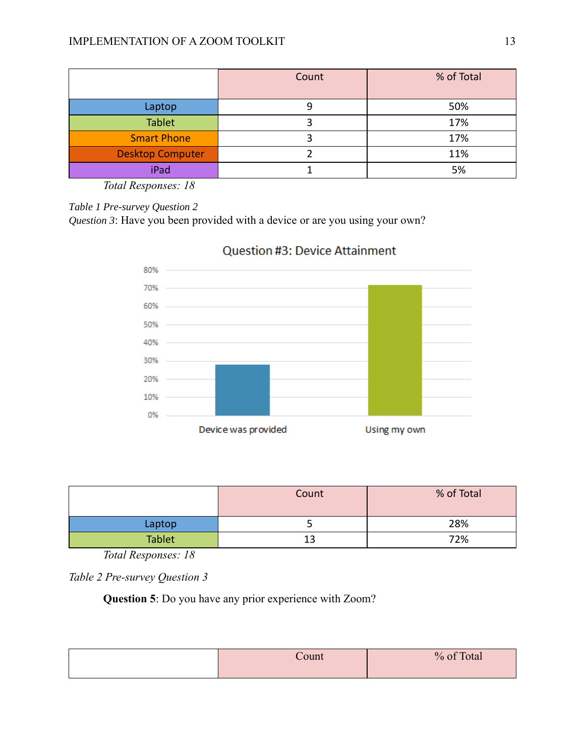| | Count | % of Total |
|---|---|---|
| Laptop | 9 | 50% |
| Tablet | 3 | 17% |
| Smart Phone | 3 | 17% |
| Desktop Computer | 2 | 11% |
| iPad | 1 | 5% |

*Total Responses: 18*

*Table 1 Pre-survey Question 2*

*Question 3*: Have you been provided with a device or are you using your own?

Question #3: Device Attainment

| | Count | % of Total |
|---|---|---|
| Laptop | 5 | 28% |
| Tablet | 13 | 72% |

*Total Responses: 18*

*Table 2 Pre-survey Question 3*

**Question 5**: Do you have any prior experience with Zoom?

| | Count | % of Total |
|---|---|---|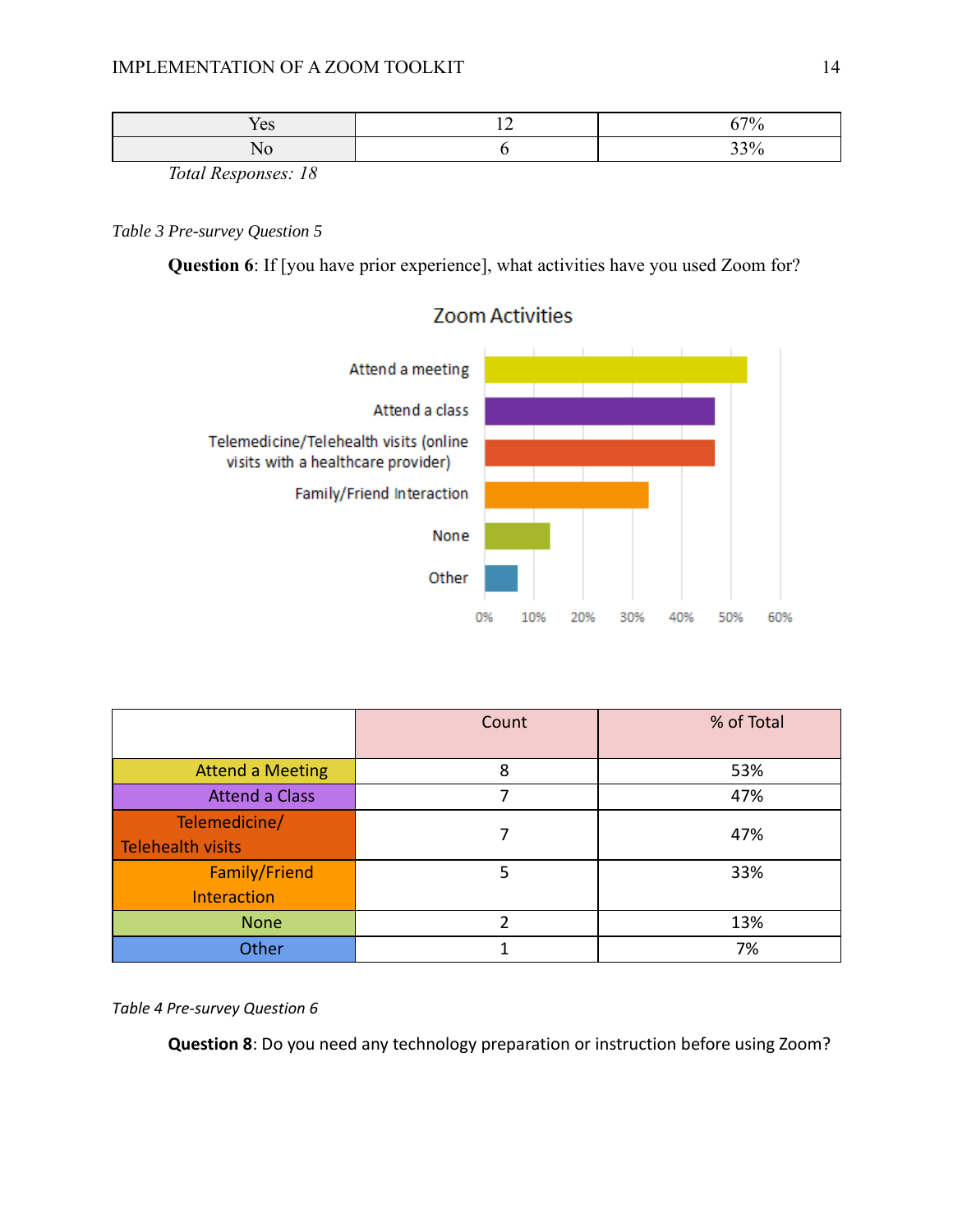| Yes | 12 | 67% |
|---|---|---|
| No | 6 | 33% |

*Total Responses: 18*

*Table 3 Pre-survey Question 5*

**Question 6**: If [you have prior experience], what activities have you used Zoom for?

|  | Count | % of Total |
|---|---|---|
| Attend a Meeting | 8 | 53% |
| Attend a Class | 7 | 47% |
| Telemedicine/ Telehealth visits | 7 | 47% |
| Family/Friend Interaction | 5 | 33% |
| None | 2 | 13% |
| Other | 1 | 7% |

*Table 4 Pre-survey Question 6*

**Question 8**: Do you need any technology preparation or instruction before using Zoom?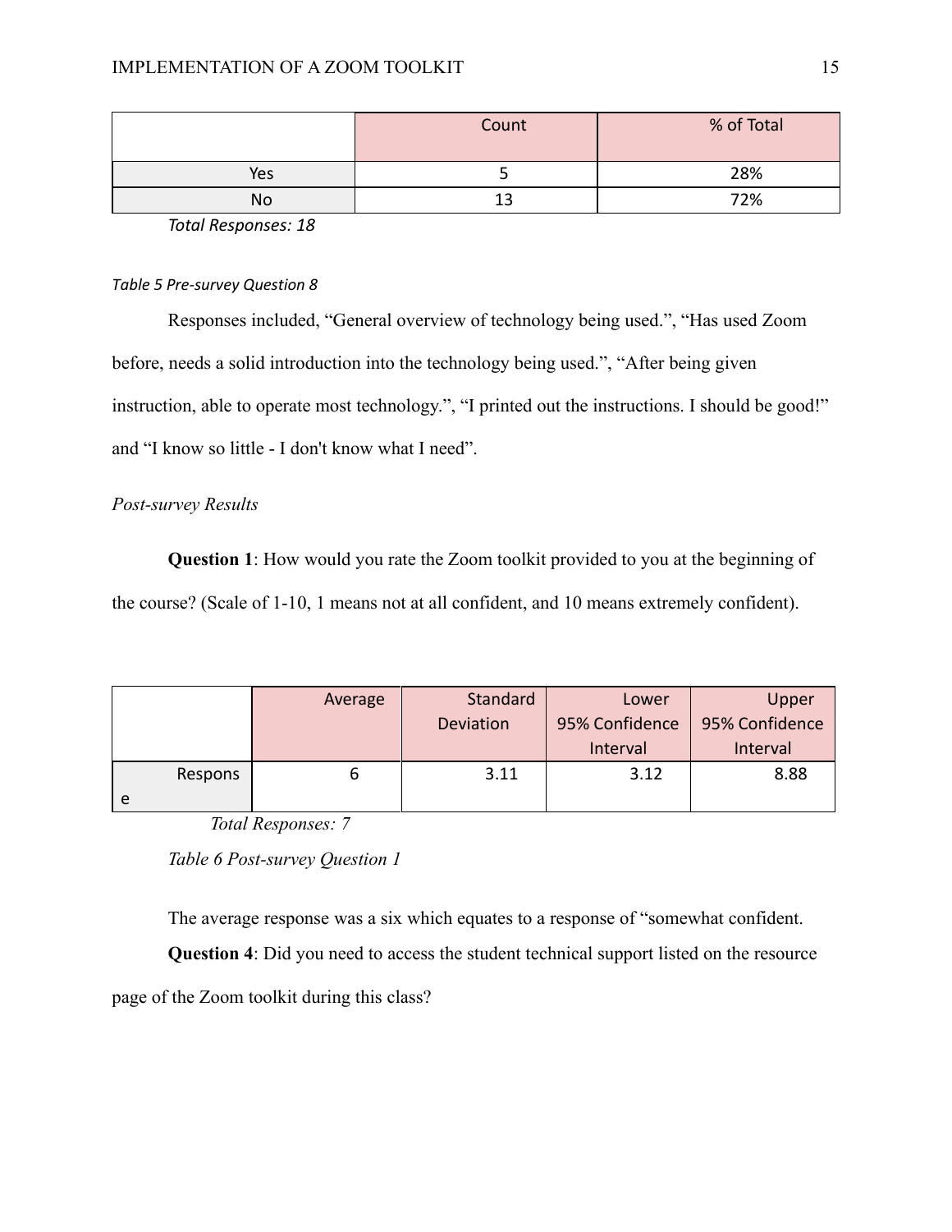| | Count | % of Total |
|---|---|---|
| Yes | 5 | 28% |
| No | 13 | 72% |

*Total Responses: 18*

*Table 5 Pre-survey Question 8*

Responses included, "General overview of technology being used.", "Has used Zoom before, needs a solid introduction into the technology being used.", "After being given instruction, able to operate most technology.", "I printed out the instructions. I should be good!" and "I know so little - I don't know what I need".

*Post-survey Results*

**Question 1**: How would you rate the Zoom toolkit provided to you at the beginning of the course? (Scale of 1-10, 1 means not at all confident, and 10 means extremely confident).

| | Average | Standard Deviation | Lower 95% Confidence Interval | Upper 95% Confidence Interval |
|---|---|---|---|---|
| Response | 6 | 3.11 | 3.12 | 8.88 |

*Total Responses: 7*

*Table 6 Post-survey Question 1*

The average response was a six which equates to a response of "somewhat confident.

**Question 4**: Did you need to access the student technical support listed on the resource page of the Zoom toolkit during this class?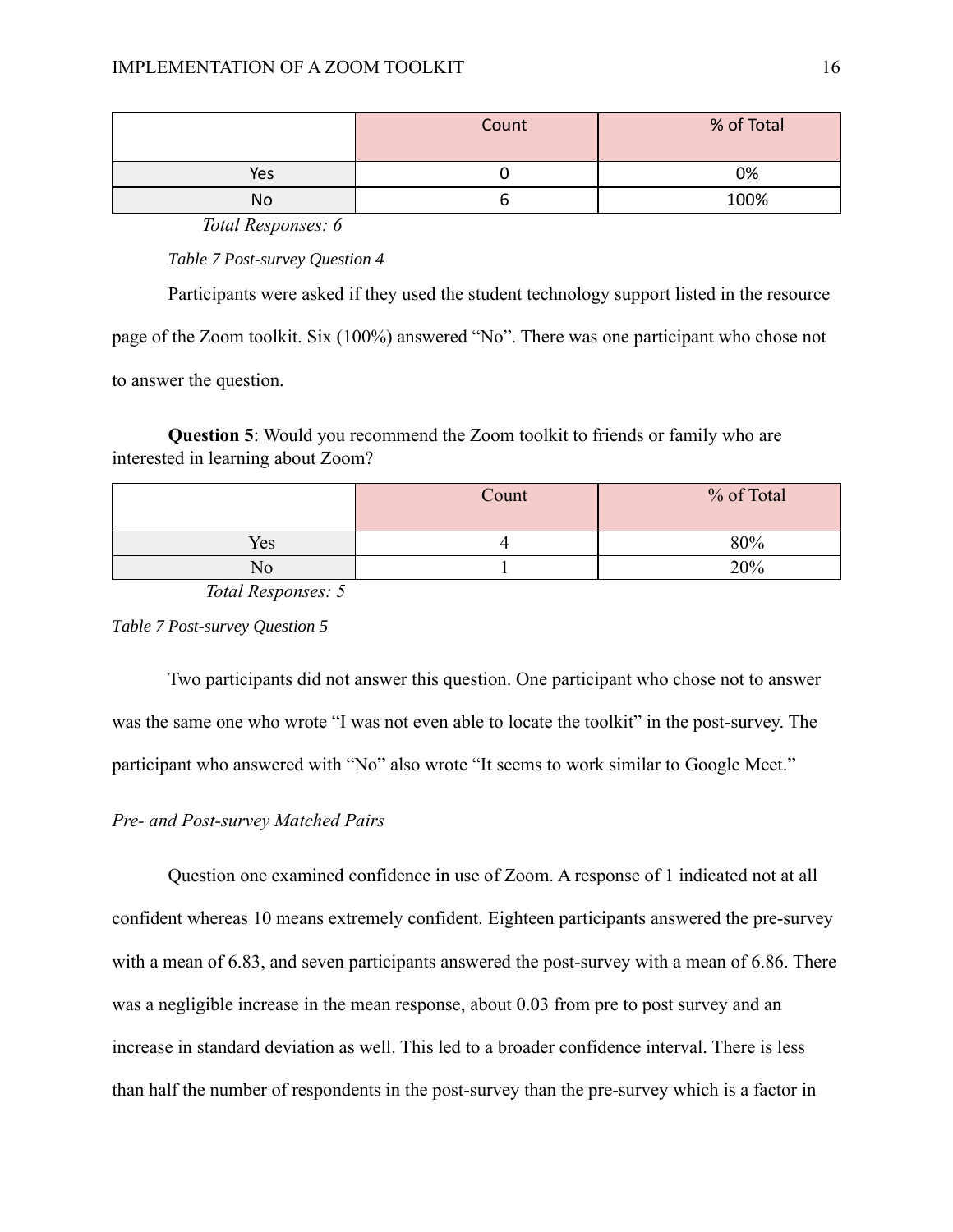| | Count | % of Total |
|---|---|---|
| Yes | 0 | 0% |
| No | 6 | 100% |

*Total Responses: 6*

*Table 7 Post-survey Question 4*

Participants were asked if they used the student technology support listed in the resource page of the Zoom toolkit. Six (100%) answered "No". There was one participant who chose not to answer the question.

**Question 5**: Would you recommend the Zoom toolkit to friends or family who are interested in learning about Zoom?

| | Count | % of Total |
|---|---|---|
| Yes | 4 | 80% |
| No | 1 | 20% |

*Total Responses: 5*

*Table 7 Post-survey Question 5*

Two participants did not answer this question. One participant who chose not to answer was the same one who wrote "I was not even able to locate the toolkit" in the post-survey. The participant who answered with "No" also wrote "It seems to work similar to Google Meet."

*Pre- and Post-survey Matched Pairs*

Question one examined confidence in use of Zoom. A response of 1 indicated not at all confident whereas 10 means extremely confident. Eighteen participants answered the pre-survey with a mean of 6.83, and seven participants answered the post-survey with a mean of 6.86. There was a negligible increase in the mean response, about 0.03 from pre to post survey and an increase in standard deviation as well. This led to a broader confidence interval. There is less than half the number of respondents in the post-survey than the pre-survey which is a factor in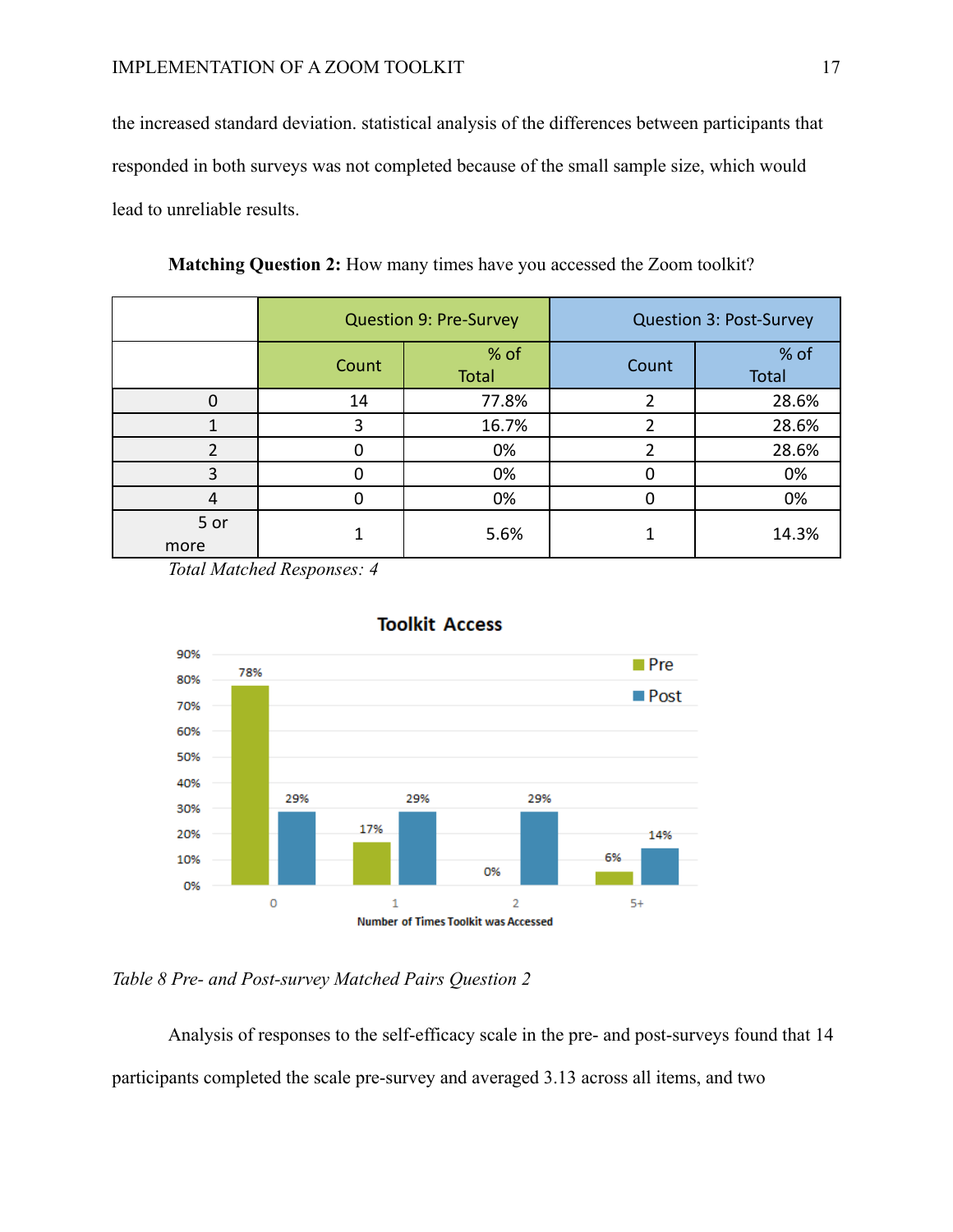the increased standard deviation. statistical analysis of the differences between participants that responded in both surveys was not completed because of the small sample size, which would lead to unreliable results.

**Matching Question 2:** How many times have you accessed the Zoom toolkit?

| | Question 9: Pre-Survey | | Question 3: Post-Survey | |
|---|---|---|---|---|
| | Count | % of Total | Count | % of Total |
| 0 | 14 | 77.8% | 2 | 28.6% |
| 1 | 3 | 16.7% | 2 | 28.6% |
| 2 | 0 | 0% | 2 | 28.6% |
| 3 | 0 | 0% | 0 | 0% |
| 4 | 0 | 0% | 0 | 0% |
| 5 or more | 1 | 5.6% | 1 | 14.3% |

*Total Matched Responses: 4*

*Table 8 Pre- and Post-survey Matched Pairs Question 2*

Analysis of responses to the self-efficacy scale in the pre- and post-surveys found that 14 participants completed the scale pre-survey and averaged 3.13 across all items, and two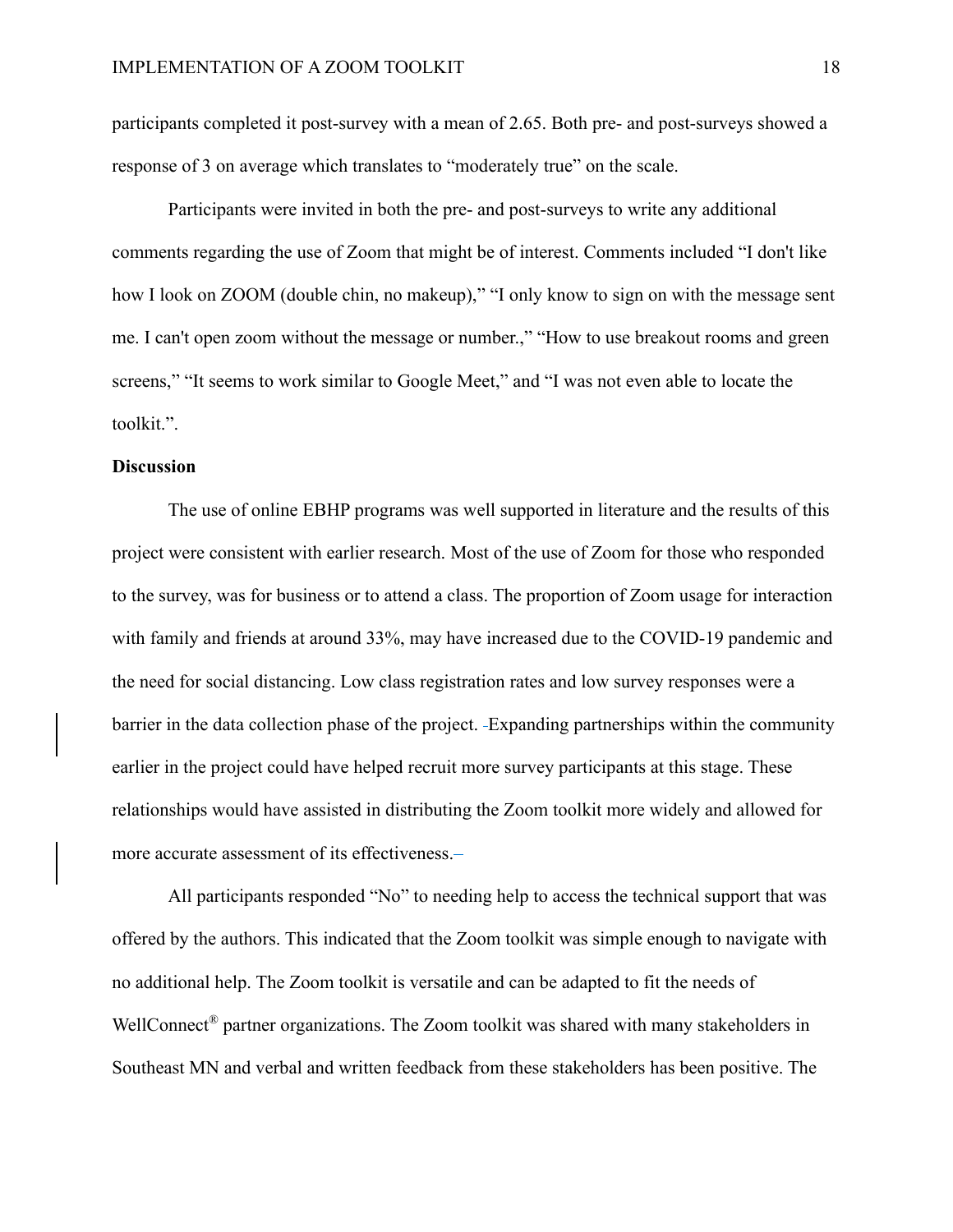participants completed it post-survey with a mean of 2.65. Both pre- and post-surveys showed a response of 3 on average which translates to "moderately true" on the scale.

Participants were invited in both the pre- and post-surveys to write any additional comments regarding the use of Zoom that might be of interest. Comments included "I don't like how I look on ZOOM (double chin, no makeup)," "I only know to sign on with the message sent me. I can't open zoom without the message or number.," "How to use breakout rooms and green screens," "It seems to work similar to Google Meet," and "I was not even able to locate the toolkit.".

**Discussion**

The use of online EBHP programs was well supported in literature and the results of this project were consistent with earlier research. Most of the use of Zoom for those who responded to the survey, was for business or to attend a class. The proportion of Zoom usage for interaction with family and friends at around 33%, may have increased due to the COVID-19 pandemic and the need for social distancing. Low class registration rates and low survey responses were a barrier in the data collection phase of the project. Expanding partnerships within the community earlier in the project could have helped recruit more survey participants at this stage. These relationships would have assisted in distributing the Zoom toolkit more widely and allowed for more accurate assessment of its effectiveness.

All participants responded "No" to needing help to access the technical support that was offered by the authors. This indicated that the Zoom toolkit was simple enough to navigate with no additional help. The Zoom toolkit is versatile and can be adapted to fit the needs of WellConnect® partner organizations. The Zoom toolkit was shared with many stakeholders in Southeast MN and verbal and written feedback from these stakeholders has been positive. The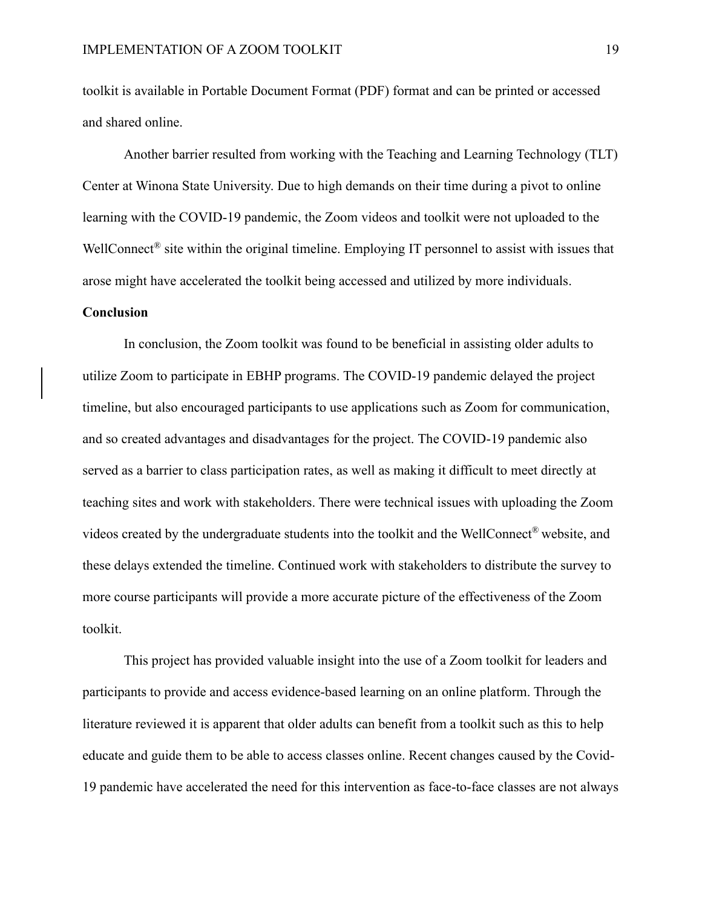toolkit is available in Portable Document Format (PDF) format and can be printed or accessed and shared online.

Another barrier resulted from working with the Teaching and Learning Technology (TLT) Center at Winona State University. Due to high demands on their time during a pivot to online learning with the COVID-19 pandemic, the Zoom videos and toolkit were not uploaded to the WellConnect® site within the original timeline. Employing IT personnel to assist with issues that arose might have accelerated the toolkit being accessed and utilized by more individuals.

**Conclusion**

In conclusion, the Zoom toolkit was found to be beneficial in assisting older adults to utilize Zoom to participate in EBHP programs. The COVID-19 pandemic delayed the project timeline, but also encouraged participants to use applications such as Zoom for communication, and so created advantages and disadvantages for the project. The COVID-19 pandemic also served as a barrier to class participation rates, as well as making it difficult to meet directly at teaching sites and work with stakeholders. There were technical issues with uploading the Zoom videos created by the undergraduate students into the toolkit and the WellConnect® website, and these delays extended the timeline. Continued work with stakeholders to distribute the survey to more course participants will provide a more accurate picture of the effectiveness of the Zoom toolkit.

This project has provided valuable insight into the use of a Zoom toolkit for leaders and participants to provide and access evidence-based learning on an online platform. Through the literature reviewed it is apparent that older adults can benefit from a toolkit such as this to help educate and guide them to be able to access classes online. Recent changes caused by the Covid-19 pandemic have accelerated the need for this intervention as face-to-face classes are not always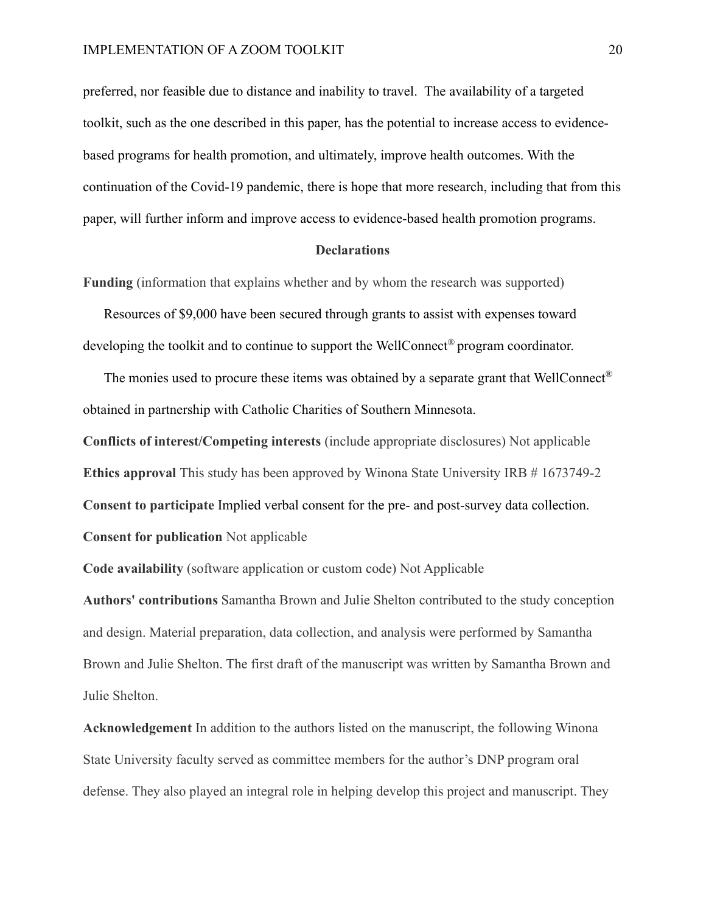preferred, nor feasible due to distance and inability to travel. The availability of a targeted toolkit, such as the one described in this paper, has the potential to increase access to evidence-based programs for health promotion, and ultimately, improve health outcomes. With the continuation of the Covid-19 pandemic, there is hope that more research, including that from this paper, will further inform and improve access to evidence-based health promotion programs.

## Declarations

**Funding** (information that explains whether and by whom the research was supported)

Resources of $9,000 have been secured through grants to assist with expenses toward developing the toolkit and to continue to support the WellConnect® program coordinator.

The monies used to procure these items was obtained by a separate grant that WellConnect® obtained in partnership with Catholic Charities of Southern Minnesota.

**Conflicts of interest/Competing interests** (include appropriate disclosures) Not applicable

**Ethics approval** This study has been approved by Winona State University IRB # 1673749-2

**Consent to participate** Implied verbal consent for the pre- and post-survey data collection.

**Consent for publication** Not applicable

**Code availability** (software application or custom code) Not Applicable

**Authors' contributions** Samantha Brown and Julie Shelton contributed to the study conception and design. Material preparation, data collection, and analysis were performed by Samantha Brown and Julie Shelton. The first draft of the manuscript was written by Samantha Brown and Julie Shelton.

**Acknowledgement** In addition to the authors listed on the manuscript, the following Winona State University faculty served as committee members for the author's DNP program oral defense. They also played an integral role in helping develop this project and manuscript. They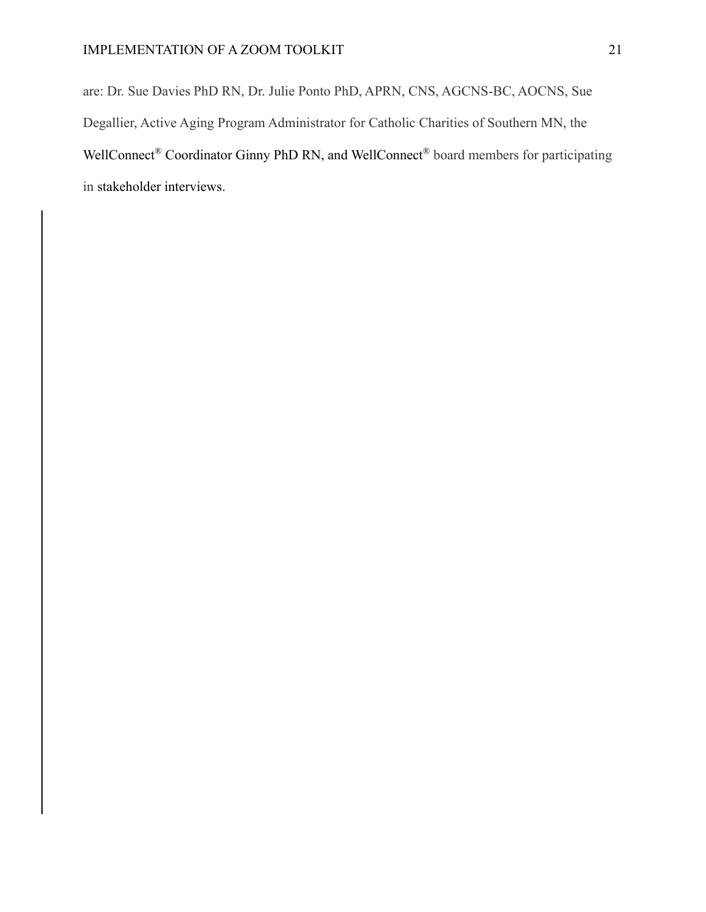are: Dr. Sue Davies PhD RN, Dr. Julie Ponto PhD, APRN, CNS, AGCNS-BC, AOCNS, Sue Degallier, Active Aging Program Administrator for Catholic Charities of Southern MN, the WellConnect® Coordinator Ginny PhD RN, and WellConnect® board members for participating in stakeholder interviews.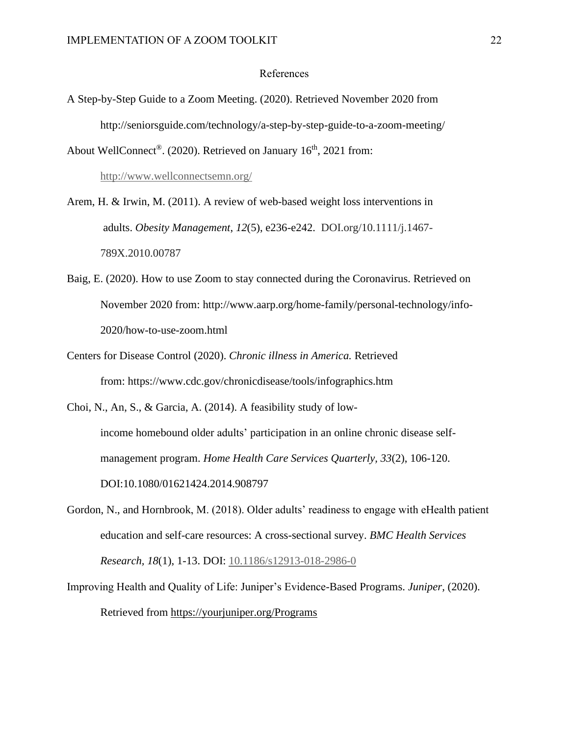# References

A Step-by-Step Guide to a Zoom Meeting. (2020). Retrieved November 2020 from http://seniorsguide.com/technology/a-step-by-step-guide-to-a-zoom-meeting/

About WellConnect®. (2020). Retrieved on January 16th, 2021 from: http://www.wellconnectsemn.org/

Arem, H. & Irwin, M. (2011). A review of web-based weight loss interventions in adults. *Obesity Management*, *12*(5), e236-e242. DOI.org/10.1111/j.1467-789X.2010.00787

Baig, E. (2020). How to use Zoom to stay connected during the Coronavirus. Retrieved on November 2020 from: http://www.aarp.org/home-family/personal-technology/info-2020/how-to-use-zoom.html

Centers for Disease Control (2020). *Chronic illness in America.* Retrieved from: https://www.cdc.gov/chronicdisease/tools/infographics.htm

Choi, N., An, S., & Garcia, A. (2014). A feasibility study of low-income homebound older adults' participation in an online chronic disease self-management program. *Home Health Care Services Quarterly, 33*(2), 106-120. DOI:10.1080/01621424.2014.908797

Gordon, N., and Hornbrook, M. (2018). Older adults' readiness to engage with eHealth patient education and self-care resources: A cross-sectional survey. *BMC Health Services Research*, *18*(1), 1-13. DOI: 10.1186/s12913-018-2986-0

Improving Health and Quality of Life: Juniper's Evidence-Based Programs. *Juniper*, (2020). Retrieved from https://yourjuniper.org/Programs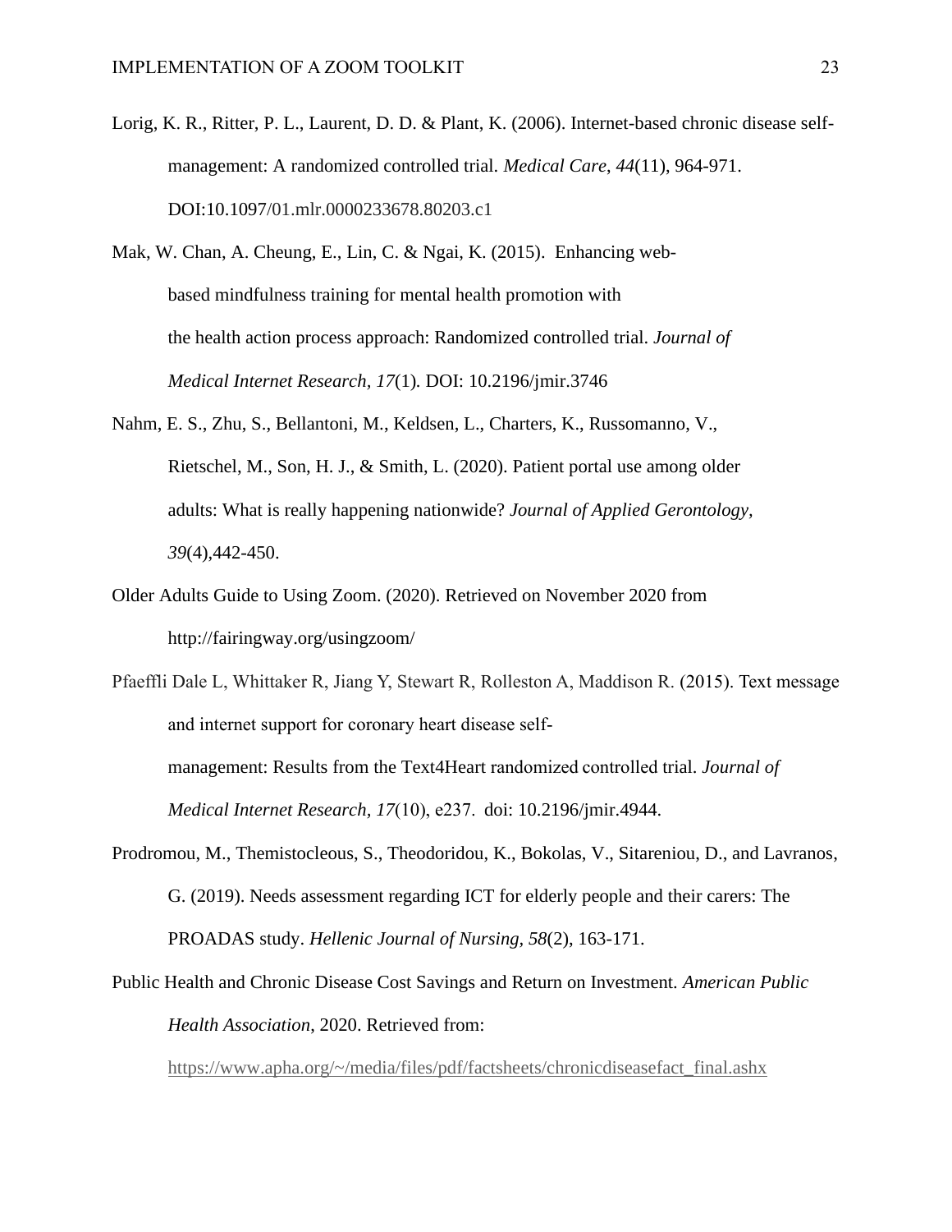Lorig, K. R., Ritter, P. L., Laurent, D. D. & Plant, K. (2006). Internet-based chronic disease self-management: A randomized controlled trial. *Medical Care, 44*(11), 964-971. DOI:10.1097/01.mlr.0000233678.80203.c1

Mak, W. Chan, A. Cheung, E., Lin, C. & Ngai, K. (2015). Enhancing web-based mindfulness training for mental health promotion with the health action process approach: Randomized controlled trial. *Journal of Medical Internet Research, 17*(1). DOI: 10.2196/jmir.3746

Nahm, E. S., Zhu, S., Bellantoni, M., Keldsen, L., Charters, K., Russomanno, V., Rietschel, M., Son, H. J., & Smith, L. (2020). Patient portal use among older adults: What is really happening nationwide? *Journal of Applied Gerontology, 39*(4),442-450.

Older Adults Guide to Using Zoom. (2020). Retrieved on November 2020 from http://fairingway.org/usingzoom/

Pfaeffli Dale L, Whittaker R, Jiang Y, Stewart R, Rolleston A, Maddison R. (2015). Text message and internet support for coronary heart disease self-management: Results from the Text4Heart randomized controlled trial. *Journal of Medical Internet Research, 17*(10), e237. doi: 10.2196/jmir.4944.

Prodromou, M., Themistocleous, S., Theodoridou, K., Bokolas, V., Sitareniou, D., and Lavranos, G. (2019). Needs assessment regarding ICT for elderly people and their carers: The PROADAS study. *Hellenic Journal of Nursing, 58*(2), 163-171.

Public Health and Chronic Disease Cost Savings and Return on Investment. *American Public Health Association*, 2020. Retrieved from: https://www.apha.org/~/media/files/pdf/factsheets/chronicdiseasefact_final.ashx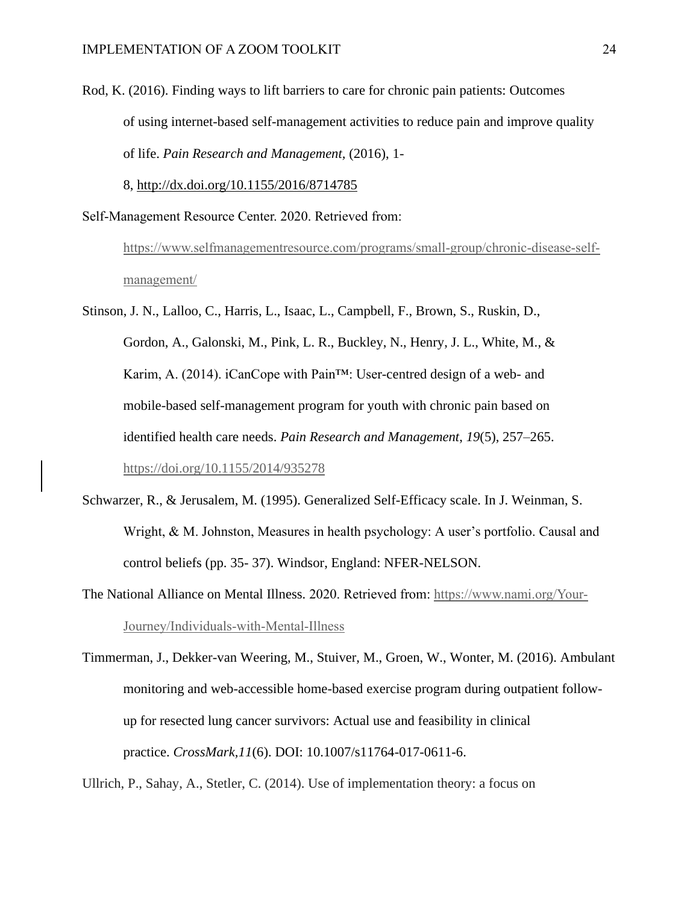Rod, K. (2016). Finding ways to lift barriers to care for chronic pain patients: Outcomes of using internet-based self-management activities to reduce pain and improve quality of life. *Pain Research and Management*, (2016), 1-8, http://dx.doi.org/10.1155/2016/8714785

Self-Management Resource Center. 2020. Retrieved from: https://www.selfmanagementresource.com/programs/small-group/chronic-disease-self-management/

Stinson, J. N., Lalloo, C., Harris, L., Isaac, L., Campbell, F., Brown, S., Ruskin, D., Gordon, A., Galonski, M., Pink, L. R., Buckley, N., Henry, J. L., White, M., & Karim, A. (2014). iCanCope with Pain™: User-centred design of a web- and mobile-based self-management program for youth with chronic pain based on identified health care needs. *Pain Research and Management*, *19*(5), 257–265. https://doi.org/10.1155/2014/935278

Schwarzer, R., & Jerusalem, M. (1995). Generalized Self-Efficacy scale. In J. Weinman, S. Wright, & M. Johnston, Measures in health psychology: A user's portfolio. Causal and control beliefs (pp. 35- 37). Windsor, England: NFER-NELSON.

The National Alliance on Mental Illness. 2020. Retrieved from: https://www.nami.org/Your-Journey/Individuals-with-Mental-Illness

Timmerman, J., Dekker-van Weering, M., Stuiver, M., Groen, W., Wonter, M. (2016). Ambulant monitoring and web-accessible home-based exercise program during outpatient follow-up for resected lung cancer survivors: Actual use and feasibility in clinical practice. *CrossMark,11*(6). DOI: 10.1007/s11764-017-0611-6.

Ullrich, P., Sahay, A., Stetler, C. (2014). Use of implementation theory: a focus on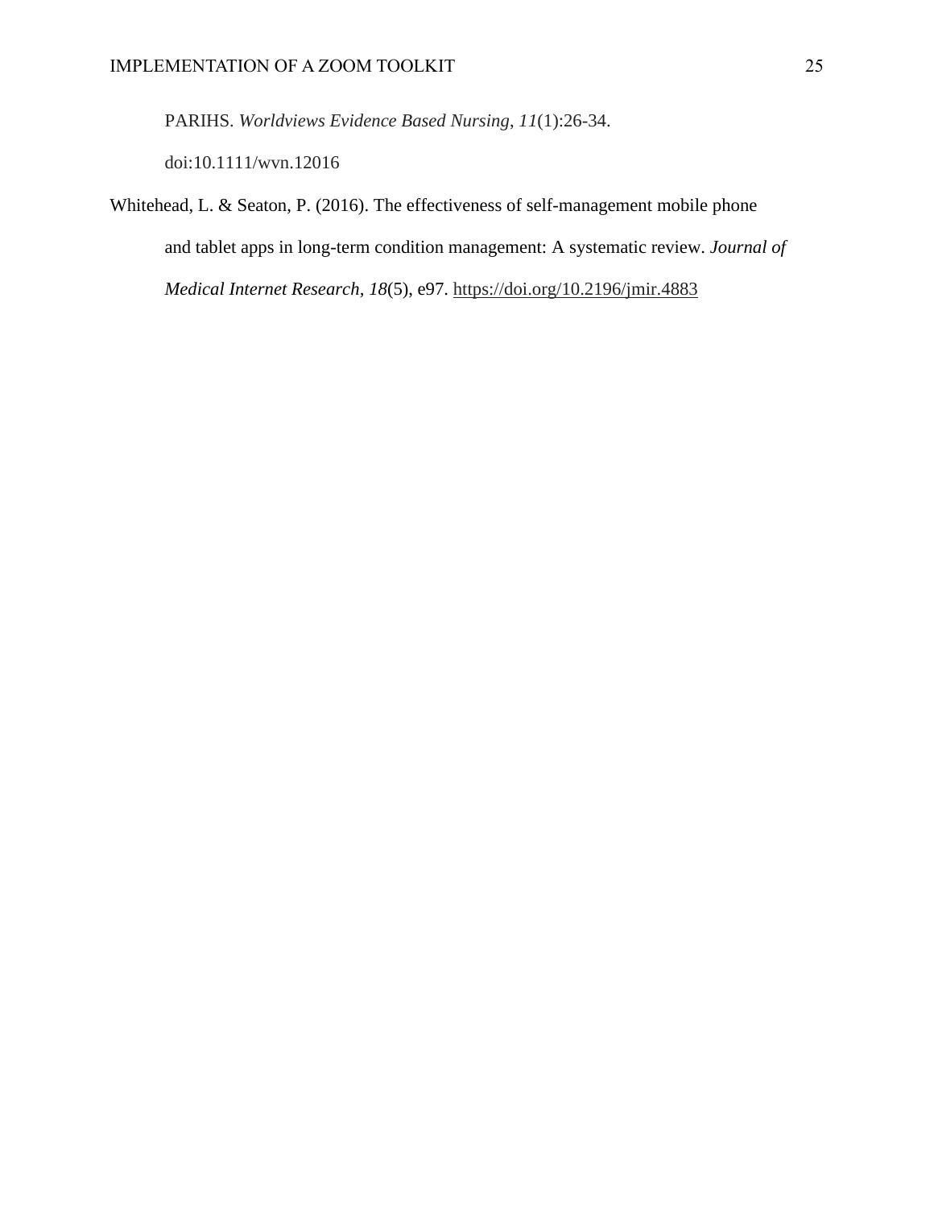PARIHS. *Worldviews Evidence Based Nursing*, *11*(1):26-34. doi:10.1111/wvn.12016

Whitehead, L. & Seaton, P. (2016). The effectiveness of self-management mobile phone and tablet apps in long-term condition management: A systematic review. *Journal of Medical Internet Research, 18*(5), e97. https://doi.org/10.2196/jmir.4883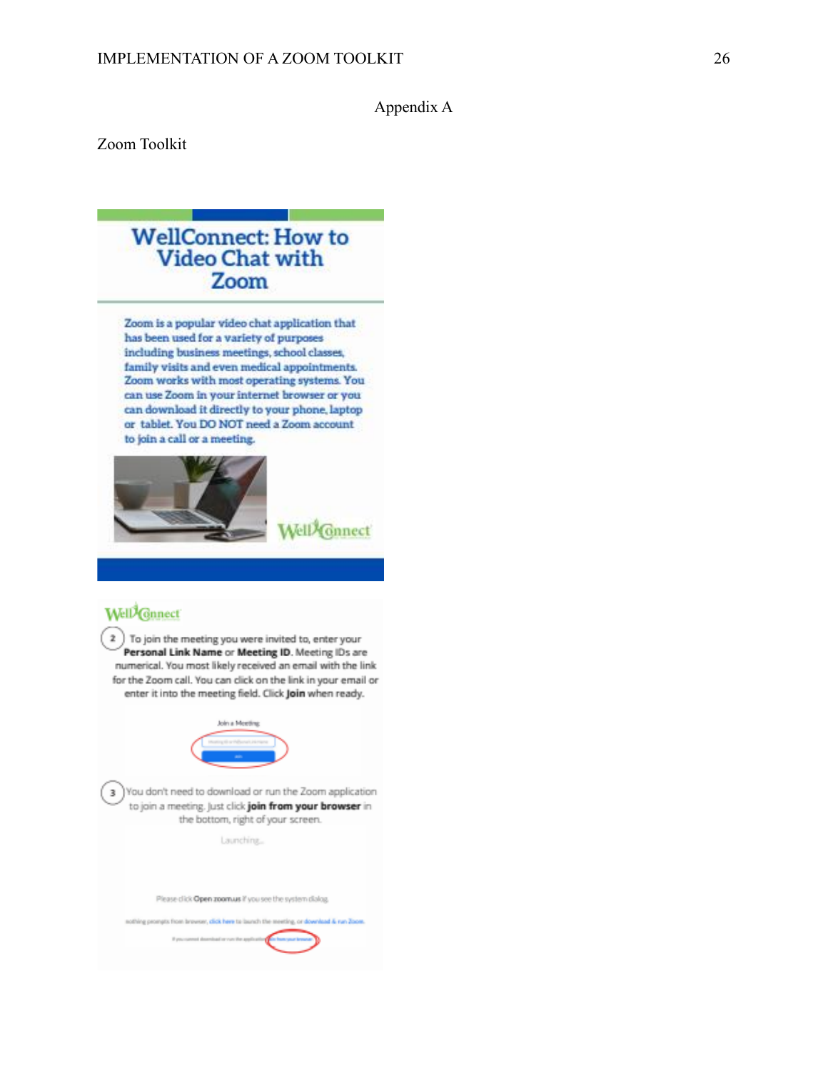# Appendix A

Zoom Toolkit

## WellConnect: How to Video Chat with Zoom

Zoom is a popular video chat application that has been used for a variety of purposes including business meetings, school classes, family visits and even medical appointments. Zoom works with most operating systems. You can use Zoom in your internet browser or you can download it directly to your phone, laptop or tablet. You DO NOT need a Zoom account to join a call or a meeting.

WellConnect

WellConnect

2. To join the meeting you were invited to, enter your **Personal Link Name** or **Meeting ID**. Meeting IDs are numerical. You most likely received an email with the link for the Zoom call. You can click on the link in your email or enter it into the meeting field. Click **Join** when ready.

Join a Meeting

3. You don't need to download or run the Zoom application to join a meeting. Just click **join from your browser** in the bottom, right of your screen.

Launching...

Please click **Open zoom.us** if you see the system dialog.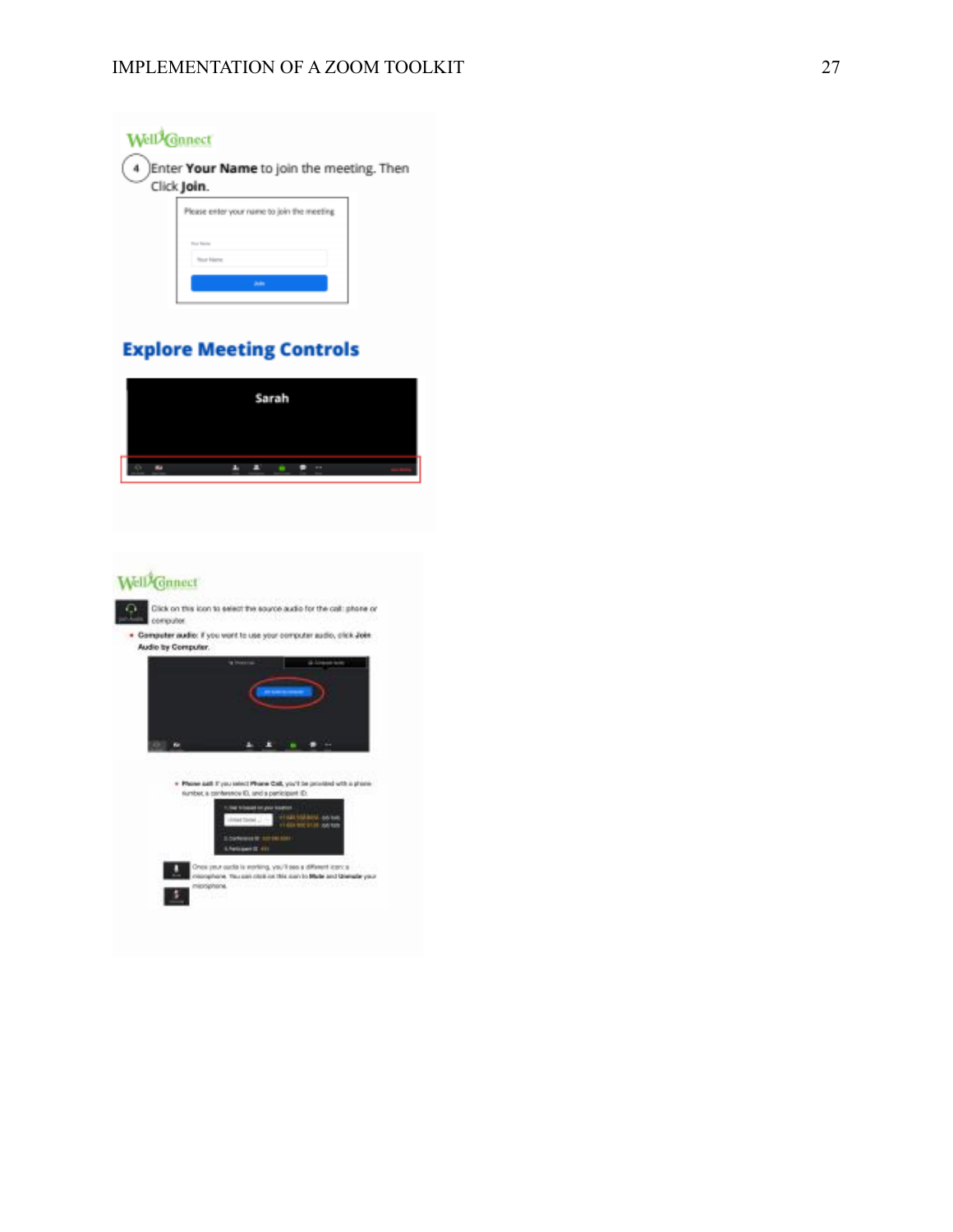WellConnect

4 Enter **Your Name** to join the meeting. Then Click **Join**.

Please enter your name to join the meeting

Your Name

Join

## Explore Meeting Controls

Sarah

WellConnect

Click on this icon to select the source audio for the call: phone or computer.

- **Computer audio:** If you want to use your computer audio, click **Join Audio by Computer**.

- **Phone call:** If you select **Phone Call**, you'll be provided with a phone number, a conference ID, and a participant ID.

Once your audio is working, you'll see a different icon: a microphone. You can click on this icon to **Mute** and **Unmute** your microphone.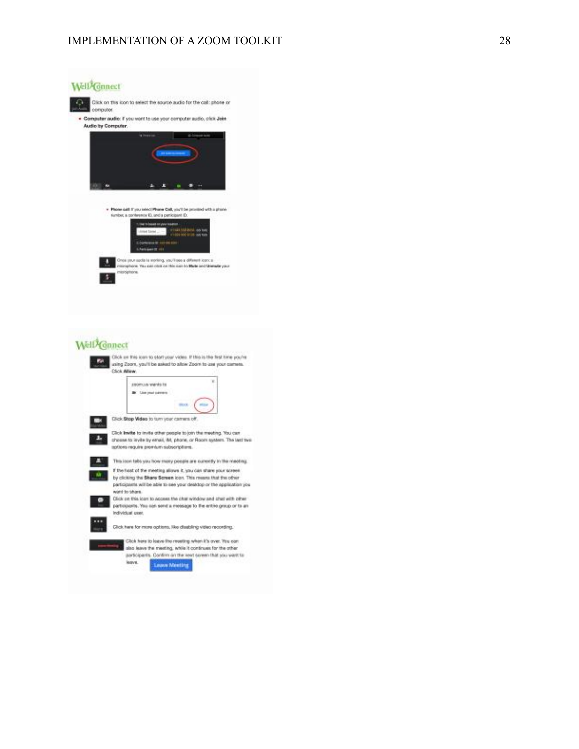WellConnect

Click on this icon to select the source audio for the call: phone or computer.

- **Computer audio:** If you want to use your computer audio, click **Join Audio by Computer**.

- **Phone call:** If you select **Phone Call**, you'll be provided with a phone number, a conference ID, and a participant ID.

Once your audio is working, you'll see a different icon: a microphone. You can click on this icon to **Mute** and **Unmute** your microphone.

WellConnect

Click on this icon to start your video. If this is the first time you're using Zoom, you'll be asked to allow Zoom to use your camera. Click **Allow**.

Click **Stop Video** to turn your camera off.

Click **Invite** to invite other people to join the meeting. You can choose to invite by email, IM, phone, or Room system. The last two options require premium subscriptions.

This icon tells you how many people are currently in the meeting.

If the host of the meeting allows it, you can share your screen by clicking the **Share Screen** icon. This means that the other participants will be able to see your desktop or the application you want to share.

Click on this icon to access the chat window and chat with other participants. You can send a message to the entire group or to an individual user.

Click here for more options, like disabling video recording.

Click here to leave the meeting when it's over. You can also leave the meeting, while it continues for the other participants. Confirm on the next screen that you want to leave. **Leave Meeting**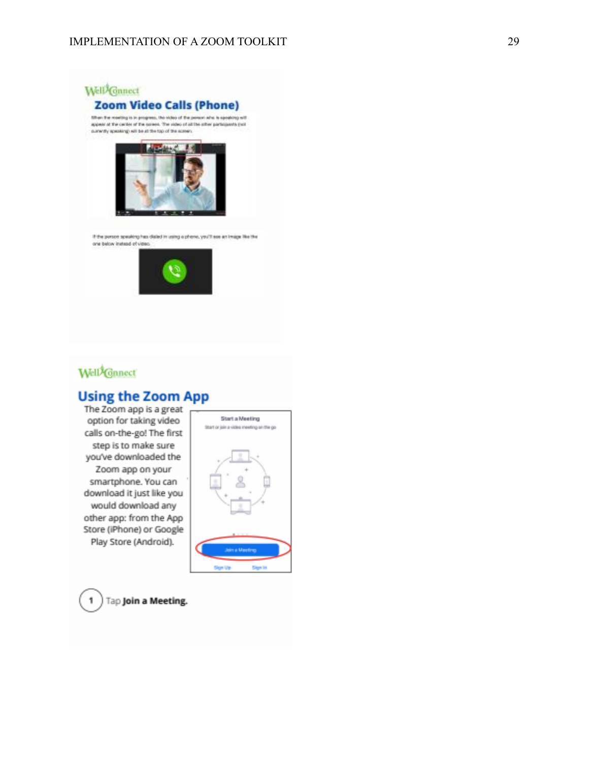WellConnect

## Zoom Video Calls (Phone)

When the meeting is in progress, the video of the person who is speaking will appear at the center of the screen. The video of all the other participants (not currently speaking) will be at the top of the screen.

If the person speaking has dialed in using a phone, you'll see an image like the one below instead of video.

WellConnect

## Using the Zoom App

The Zoom app is a great option for taking video calls on-the-go! The first step is to make sure you've downloaded the Zoom app on your smartphone. You can download it just like you would download any other app: from the App Store (iPhone) or Google Play Store (Android).

Start a Meeting

Start or join a video meeting on the go

Join a Meeting

Sign Up Sign In

1. Tap **Join a Meeting.**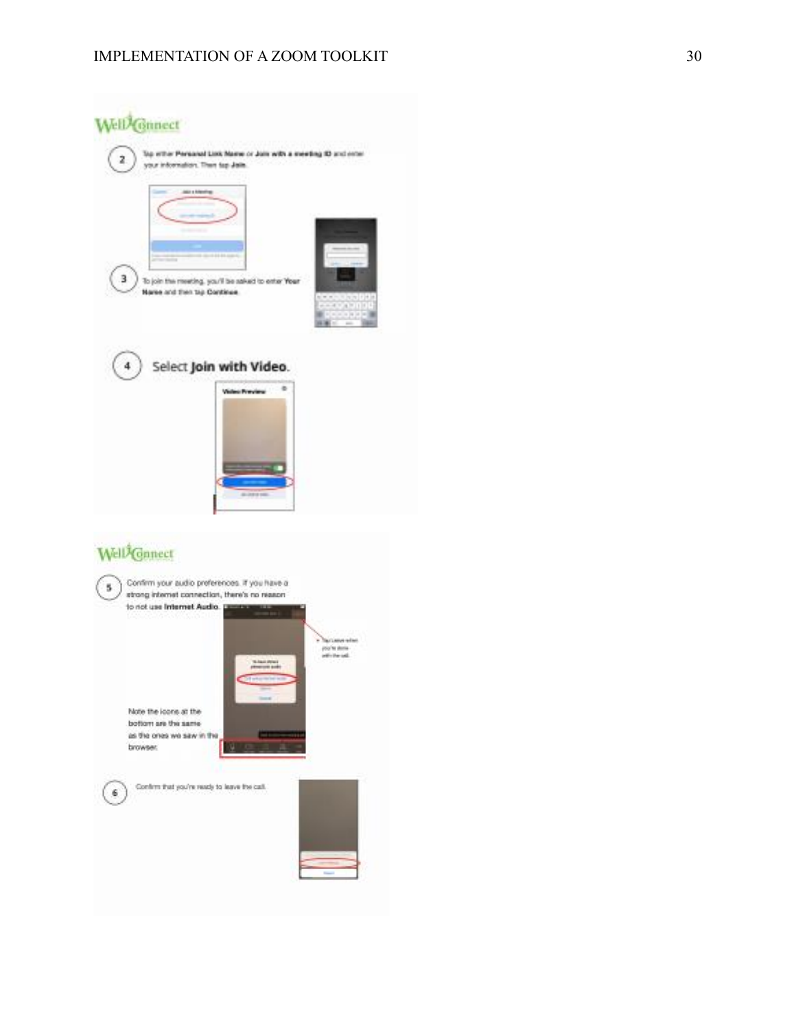WellConnect

2 Tap either **Personal Link Name** or **Join with a meeting ID** and enter your information. Then tap **Join**.

3 To join the meeting, you'll be asked to enter **Your Name** and then tap **Continue**.

4 Select **Join with Video**.

WellConnect

5 Confirm your audio preferences. If you have a strong internet connection, there's no reason to not use **Internet Audio**.

Tap Leave when you're done with the call.

Note the icons at the bottom are the same as the ones we saw in the browser.

6 Confirm that you're ready to leave the call.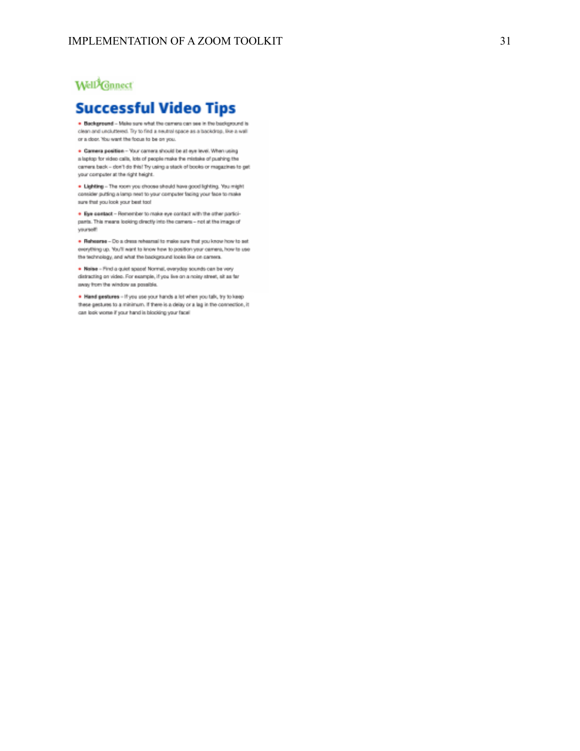WellConnect

# Successful Video Tips

- **Background** – Make sure what the camera can see in the background is clean and uncluttered. Try to find a neutral space as a backdrop, like a wall or a door. You want the focus to be on you.
- **Camera position** – Your camera should be at eye level. When using a laptop for video calls, lots of people make the mistake of pushing the camera back – don't do this! Try using a stack of books or magazines to get your computer at the right height.
- **Lighting** – The room you choose should have good lighting. You might consider putting a lamp next to your computer facing your face to make sure that you look your best too!
- **Eye contact** – Remember to make eye contact with the other participants. This means looking directly into the camera – not at the image of yourself!
- **Rehearse** – Do a dress rehearsal to make sure that you know how to set everything up. You'll want to know how to position your camera, how to use the technology, and what the background looks like on camera.
- **Noise** – Find a quiet space! Normal, everyday sounds can be very distracting on video. For example, if you live on a noisy street, sit as far away from the window as possible.
- **Hand gestures** – If you use your hands a lot when you talk, try to keep these gestures to a minimum. If there is a delay or a lag in the connection, it can look worse if your hand is blocking your face!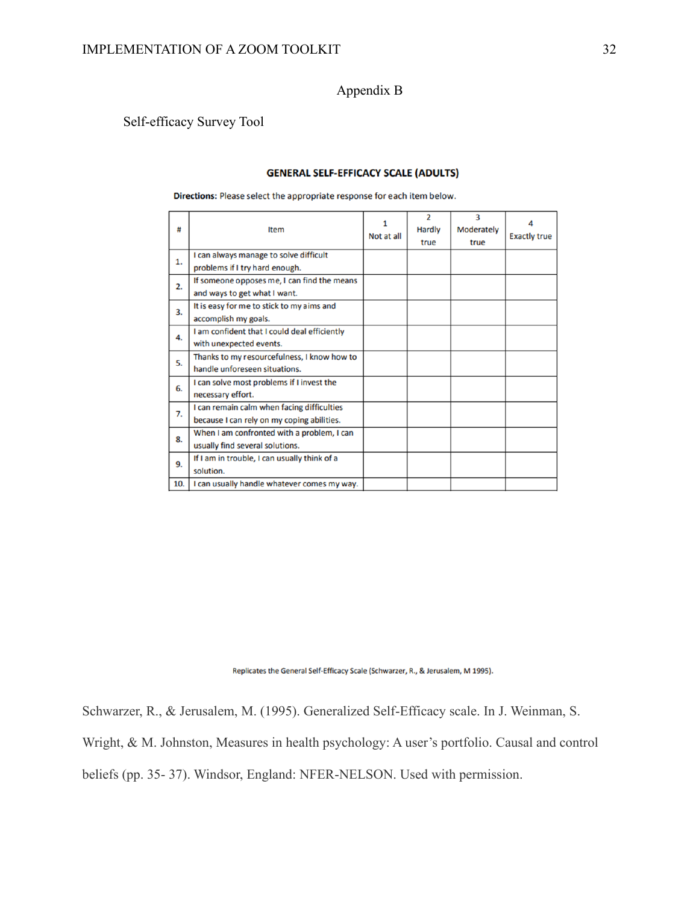# Appendix B

Self-efficacy Survey Tool

**GENERAL SELF-EFFICACY SCALE (ADULTS)**

**Directions:** Please select the appropriate response for each item below.

| # | Item | 1 Not at all | 2 Hardly true | 3 Moderately true | 4 Exactly true |
|---|---|---|---|---|---|
| 1. | I can always manage to solve difficult problems if I try hard enough. | | | | |
| 2. | If someone opposes me, I can find the means and ways to get what I want. | | | | |
| 3. | It is easy for me to stick to my aims and accomplish my goals. | | | | |
| 4. | I am confident that I could deal efficiently with unexpected events. | | | | |
| 5. | Thanks to my resourcefulness, I know how to handle unforeseen situations. | | | | |
| 6. | I can solve most problems if I invest the necessary effort. | | | | |
| 7. | I can remain calm when facing difficulties because I can rely on my coping abilities. | | | | |
| 8. | When I am confronted with a problem, I can usually find several solutions. | | | | |
| 9. | If I am in trouble, I can usually think of a solution. | | | | |
| 10. | I can usually handle whatever comes my way. | | | | |

Replicates the General Self-Efficacy Scale (Schwarzer, R., & Jerusalem, M 1995).

Schwarzer, R., & Jerusalem, M. (1995). Generalized Self-Efficacy scale. In J. Weinman, S. Wright, & M. Johnston, Measures in health psychology: A user's portfolio. Causal and control beliefs (pp. 35- 37). Windsor, England: NFER-NELSON. Used with permission.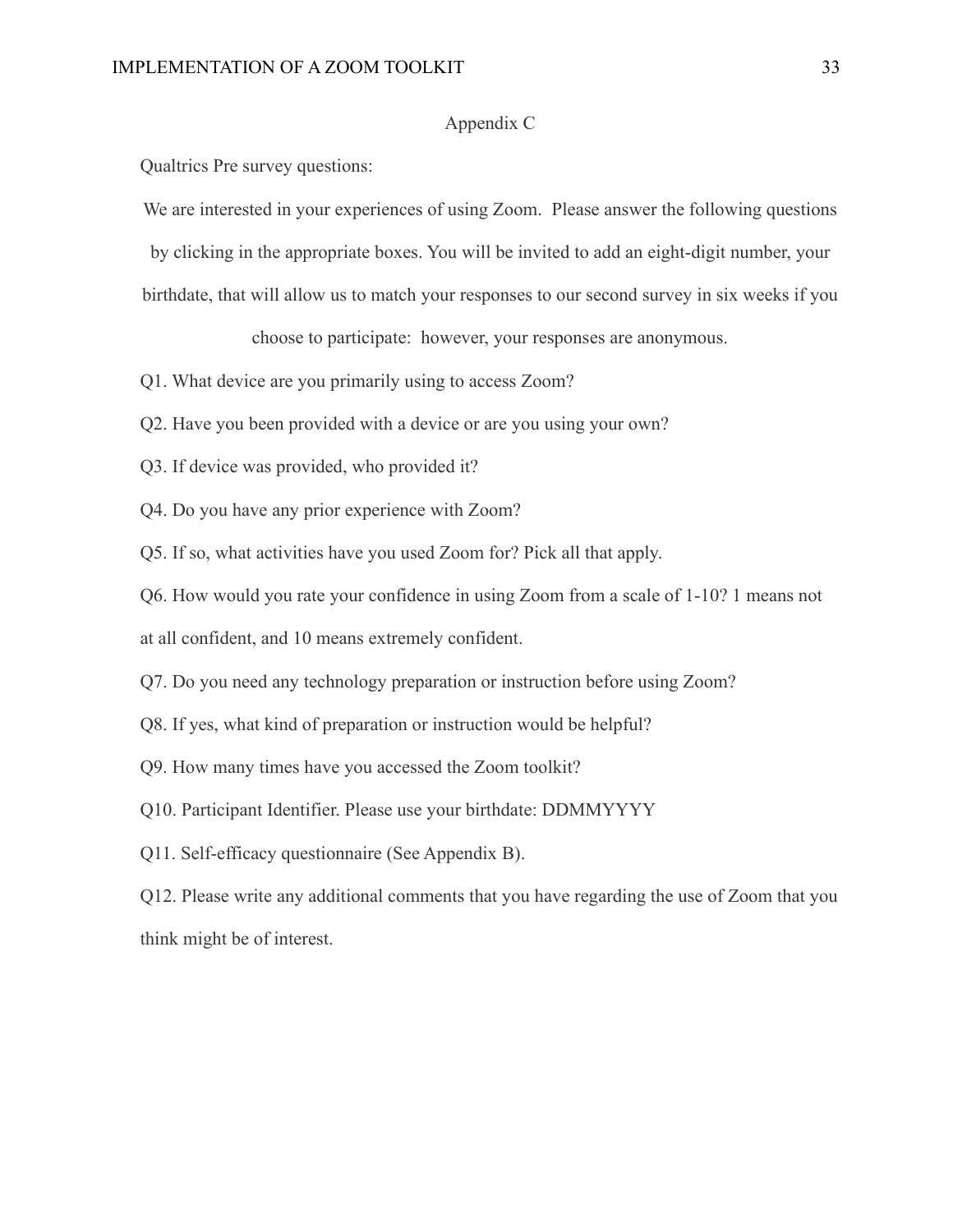## Appendix C

Qualtrics Pre survey questions:

We are interested in your experiences of using Zoom. Please answer the following questions by clicking in the appropriate boxes. You will be invited to add an eight-digit number, your birthdate, that will allow us to match your responses to our second survey in six weeks if you choose to participate: however, your responses are anonymous.

Q1. What device are you primarily using to access Zoom?

Q2. Have you been provided with a device or are you using your own?

Q3. If device was provided, who provided it?

Q4. Do you have any prior experience with Zoom?

Q5. If so, what activities have you used Zoom for? Pick all that apply.

Q6. How would you rate your confidence in using Zoom from a scale of 1-10? 1 means not at all confident, and 10 means extremely confident.

Q7. Do you need any technology preparation or instruction before using Zoom?

Q8. If yes, what kind of preparation or instruction would be helpful?

Q9. How many times have you accessed the Zoom toolkit?

Q10. Participant Identifier. Please use your birthdate: DDMMYYYY

Q11. Self-efficacy questionnaire (See Appendix B).

Q12. Please write any additional comments that you have regarding the use of Zoom that you think might be of interest.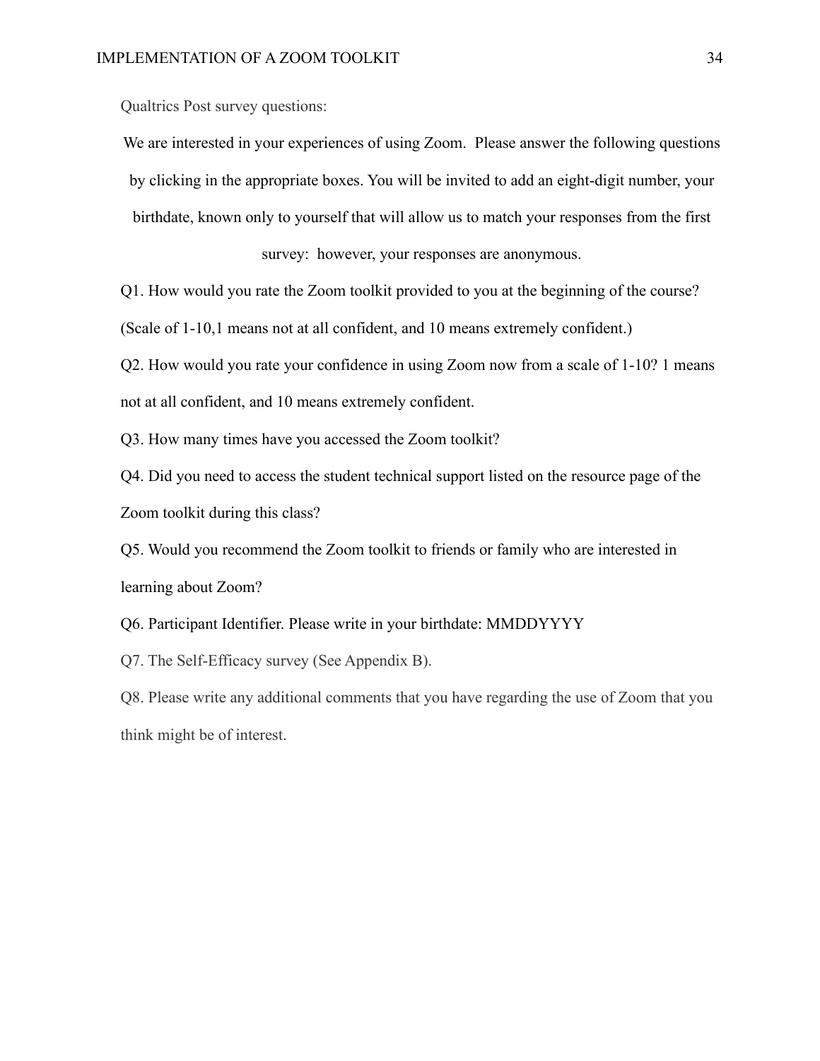Qualtrics Post survey questions:

We are interested in your experiences of using Zoom. Please answer the following questions by clicking in the appropriate boxes. You will be invited to add an eight-digit number, your birthdate, known only to yourself that will allow us to match your responses from the first survey: however, your responses are anonymous.

Q1. How would you rate the Zoom toolkit provided to you at the beginning of the course? (Scale of 1-10,1 means not at all confident, and 10 means extremely confident.)

Q2. How would you rate your confidence in using Zoom now from a scale of 1-10? 1 means not at all confident, and 10 means extremely confident.

Q3. How many times have you accessed the Zoom toolkit?

Q4. Did you need to access the student technical support listed on the resource page of the Zoom toolkit during this class?

Q5. Would you recommend the Zoom toolkit to friends or family who are interested in learning about Zoom?

Q6. Participant Identifier. Please write in your birthdate: MMDDYYYY

Q7. The Self-Efficacy survey (See Appendix B).

Q8. Please write any additional comments that you have regarding the use of Zoom that you think might be of interest.